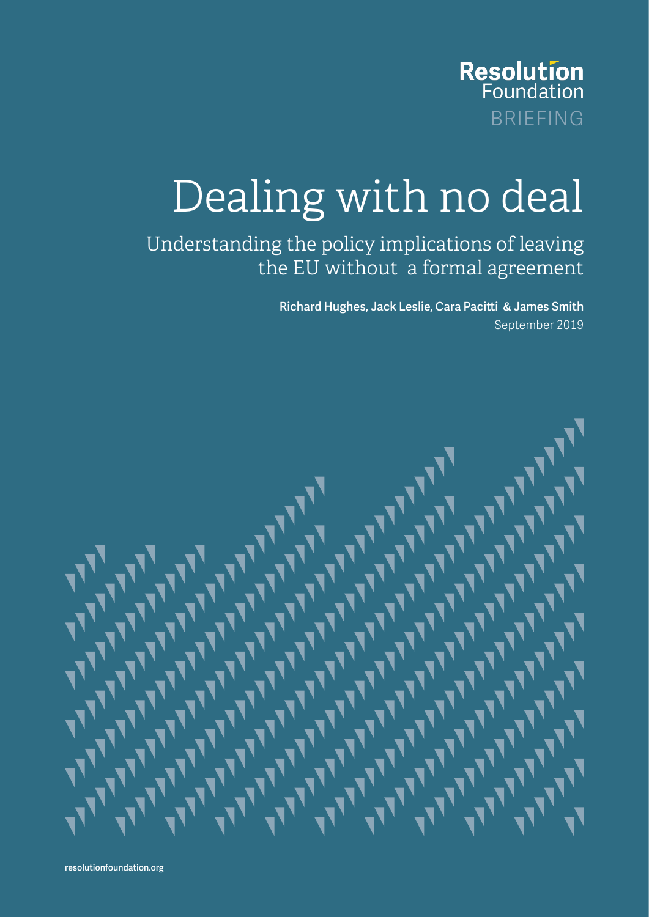Resolution Foundation

BRIEFING

# Dealing with no deal

## Understanding the policy implications of leaving the EU without a formal agreement

**Richard Hughes, Jack Leslie, Cara Pacitti & James Smith**

September 2019

resolutionfoundation.org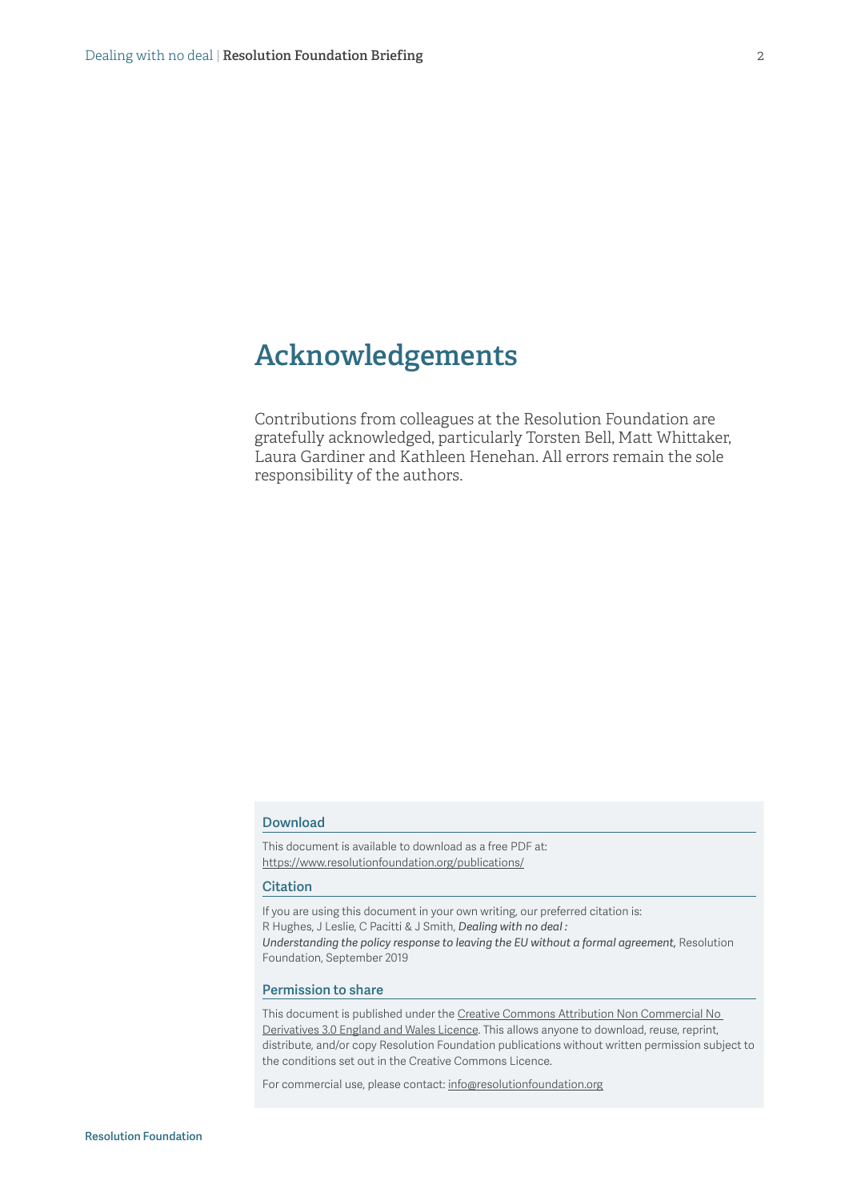# Acknowledgements

Contributions from colleagues at the Resolution Foundation are gratefully acknowledged, particularly Torsten Bell, Matt Whittaker, Laura Gardiner and Kathleen Henehan. All errors remain the sole responsibility of the authors.

## Download

This document is available to download as a free PDF at:
https://www.resolutionfoundation.org/publications/

## Citation

If you are using this document in your own writing, our preferred citation is:
R Hughes, J Leslie, C Pacitti & J Smith, ***Dealing with no deal : Understanding the policy response to leaving the EU without a formal agreement,*** Resolution Foundation, September 2019

## Permission to share

This document is published under the Creative Commons Attribution Non Commercial No Derivatives 3.0 England and Wales Licence. This allows anyone to download, reuse, reprint, distribute, and/or copy Resolution Foundation publications without written permission subject to the conditions set out in the Creative Commons Licence.

For commercial use, please contact: info@resolutionfoundation.org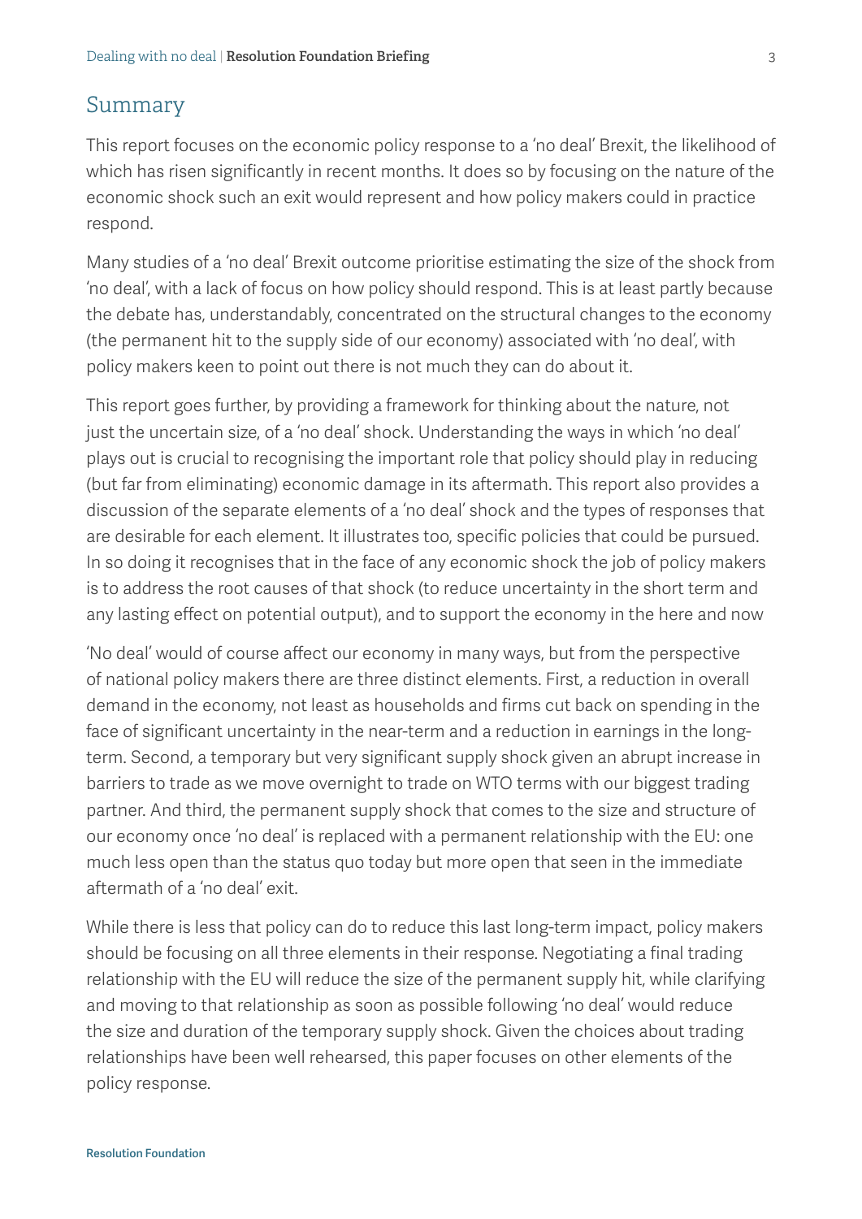## Summary

This report focuses on the economic policy response to a 'no deal' Brexit, the likelihood of which has risen significantly in recent months. It does so by focusing on the nature of the economic shock such an exit would represent and how policy makers could in practice respond.

Many studies of a 'no deal' Brexit outcome prioritise estimating the size of the shock from 'no deal', with a lack of focus on how policy should respond. This is at least partly because the debate has, understandably, concentrated on the structural changes to the economy (the permanent hit to the supply side of our economy) associated with 'no deal', with policy makers keen to point out there is not much they can do about it.

This report goes further, by providing a framework for thinking about the nature, not just the uncertain size, of a 'no deal' shock. Understanding the ways in which 'no deal' plays out is crucial to recognising the important role that policy should play in reducing (but far from eliminating) economic damage in its aftermath. This report also provides a discussion of the separate elements of a 'no deal' shock and the types of responses that are desirable for each element. It illustrates too, specific policies that could be pursued. In so doing it recognises that in the face of any economic shock the job of policy makers is to address the root causes of that shock (to reduce uncertainty in the short term and any lasting effect on potential output), and to support the economy in the here and now

'No deal' would of course affect our economy in many ways, but from the perspective of national policy makers there are three distinct elements. First, a reduction in overall demand in the economy, not least as households and firms cut back on spending in the face of significant uncertainty in the near-term and a reduction in earnings in the long-term. Second, a temporary but very significant supply shock given an abrupt increase in barriers to trade as we move overnight to trade on WTO terms with our biggest trading partner. And third, the permanent supply shock that comes to the size and structure of our economy once 'no deal' is replaced with a permanent relationship with the EU: one much less open than the status quo today but more open that seen in the immediate aftermath of a 'no deal' exit.

While there is less that policy can do to reduce this last long-term impact, policy makers should be focusing on all three elements in their response. Negotiating a final trading relationship with the EU will reduce the size of the permanent supply hit, while clarifying and moving to that relationship as soon as possible following 'no deal' would reduce the size and duration of the temporary supply shock. Given the choices about trading relationships have been well rehearsed, this paper focuses on other elements of the policy response.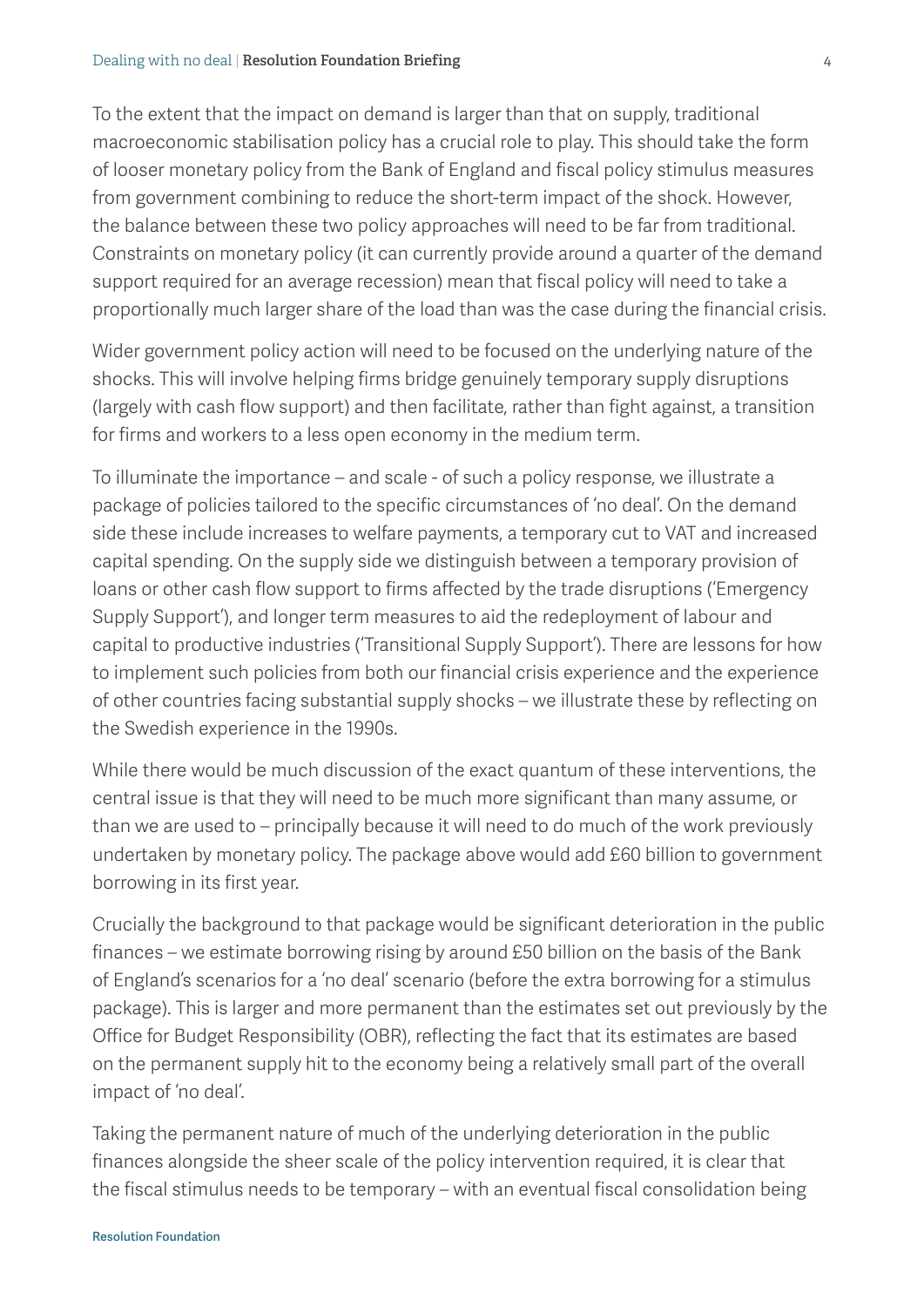To the extent that the impact on demand is larger than that on supply, traditional macroeconomic stabilisation policy has a crucial role to play. This should take the form of looser monetary policy from the Bank of England and fiscal policy stimulus measures from government combining to reduce the short-term impact of the shock. However, the balance between these two policy approaches will need to be far from traditional. Constraints on monetary policy (it can currently provide around a quarter of the demand support required for an average recession) mean that fiscal policy will need to take a proportionally much larger share of the load than was the case during the financial crisis.

Wider government policy action will need to be focused on the underlying nature of the shocks. This will involve helping firms bridge genuinely temporary supply disruptions (largely with cash flow support) and then facilitate, rather than fight against, a transition for firms and workers to a less open economy in the medium term.

To illuminate the importance – and scale - of such a policy response, we illustrate a package of policies tailored to the specific circumstances of 'no deal'. On the demand side these include increases to welfare payments, a temporary cut to VAT and increased capital spending. On the supply side we distinguish between a temporary provision of loans or other cash flow support to firms affected by the trade disruptions ('Emergency Supply Support'), and longer term measures to aid the redeployment of labour and capital to productive industries ('Transitional Supply Support'). There are lessons for how to implement such policies from both our financial crisis experience and the experience of other countries facing substantial supply shocks – we illustrate these by reflecting on the Swedish experience in the 1990s.

While there would be much discussion of the exact quantum of these interventions, the central issue is that they will need to be much more significant than many assume, or than we are used to – principally because it will need to do much of the work previously undertaken by monetary policy. The package above would add £60 billion to government borrowing in its first year.

Crucially the background to that package would be significant deterioration in the public finances – we estimate borrowing rising by around £50 billion on the basis of the Bank of England's scenarios for a 'no deal' scenario (before the extra borrowing for a stimulus package). This is larger and more permanent than the estimates set out previously by the Office for Budget Responsibility (OBR), reflecting the fact that its estimates are based on the permanent supply hit to the economy being a relatively small part of the overall impact of 'no deal'.

Taking the permanent nature of much of the underlying deterioration in the public finances alongside the sheer scale of the policy intervention required, it is clear that the fiscal stimulus needs to be temporary – with an eventual fiscal consolidation being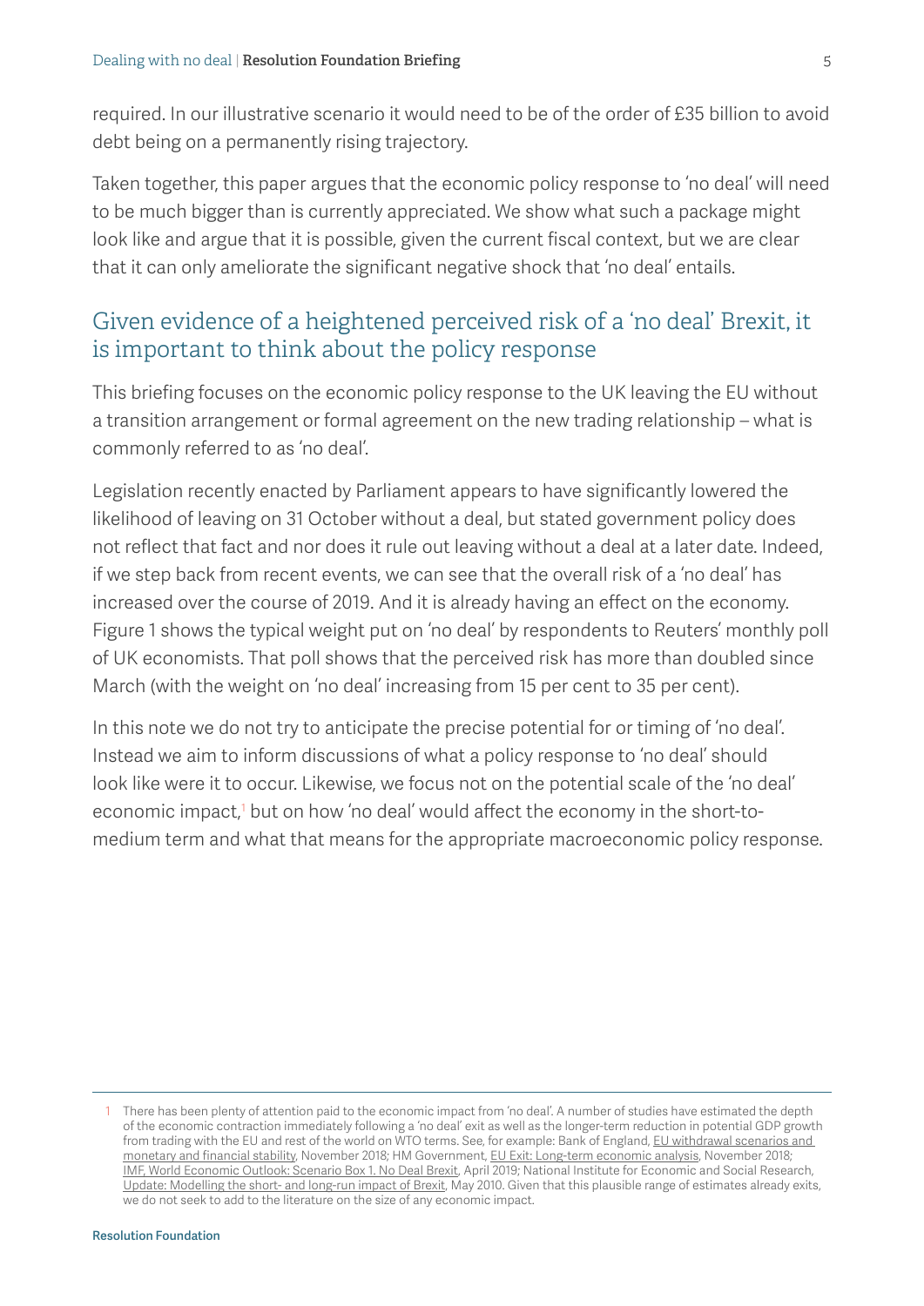required. In our illustrative scenario it would need to be of the order of £35 billion to avoid debt being on a permanently rising trajectory.

Taken together, this paper argues that the economic policy response to 'no deal' will need to be much bigger than is currently appreciated. We show what such a package might look like and argue that it is possible, given the current fiscal context, but we are clear that it can only ameliorate the significant negative shock that 'no deal' entails.

## Given evidence of a heightened perceived risk of a 'no deal' Brexit, it is important to think about the policy response

This briefing focuses on the economic policy response to the UK leaving the EU without a transition arrangement or formal agreement on the new trading relationship – what is commonly referred to as 'no deal'.

Legislation recently enacted by Parliament appears to have significantly lowered the likelihood of leaving on 31 October without a deal, but stated government policy does not reflect that fact and nor does it rule out leaving without a deal at a later date. Indeed, if we step back from recent events, we can see that the overall risk of a 'no deal' has increased over the course of 2019. And it is already having an effect on the economy. Figure 1 shows the typical weight put on 'no deal' by respondents to Reuters' monthly poll of UK economists. That poll shows that the perceived risk has more than doubled since March (with the weight on 'no deal' increasing from 15 per cent to 35 per cent).

In this note we do not try to anticipate the precise potential for or timing of 'no deal'. Instead we aim to inform discussions of what a policy response to 'no deal' should look like were it to occur. Likewise, we focus not on the potential scale of the 'no deal' economic impact,[1] but on how 'no deal' would affect the economy in the short-to-medium term and what that means for the appropriate macroeconomic policy response.

---

[1] There has been plenty of attention paid to the economic impact from 'no deal'. A number of studies have estimated the depth of the economic contraction immediately following a 'no deal' exit as well as the longer-term reduction in potential GDP growth from trading with the EU and rest of the world on WTO terms. See, for example: Bank of England, EU withdrawal scenarios and monetary and financial stability, November 2018; HM Government, EU Exit: Long-term economic analysis, November 2018; IMF, World Economic Outlook: Scenario Box 1. No Deal Brexit, April 2019; National Institute for Economic and Social Research, Update: Modelling the short- and long-run impact of Brexit, May 2010. Given that this plausible range of estimates already exits, we do not seek to add to the literature on the size of any economic impact.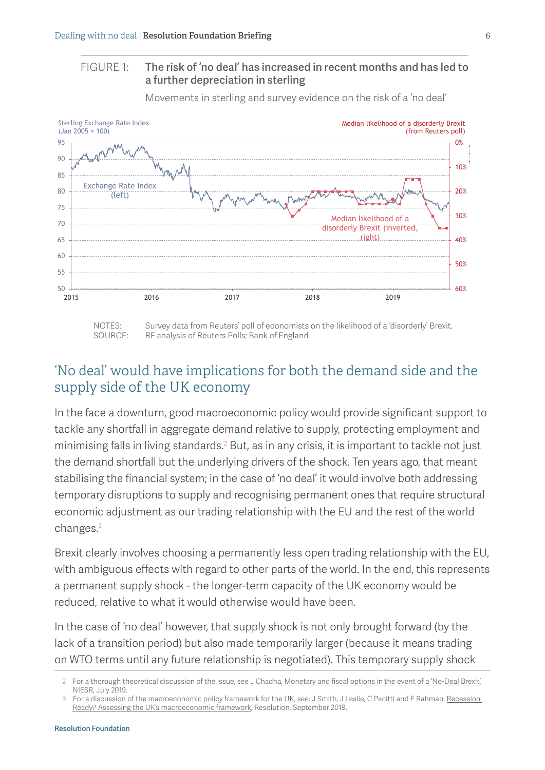FIGURE 1: **The risk of 'no deal' has increased in recent months and has led to a further depreciation in sterling**

Movements in sterling and survey evidence on the risk of a 'no deal'

Sterling Exchange Rate Index (Jan 2005 = 100)

Median likelihood of a disorderly Brexit (from Reuters poll)

95
90
85
80
75
70
65
60
55
50

0%
10%
20%
30%
40%
50%
60%

2015
2016
2017
2018
2019

Exchange Rate Index (left)

Median likelihood of a disorderly Brexit (inverted, right)

NOTES: Survey data from Reuters' poll of economists on the likelihood of a 'disorderly' Brexit.
SOURCE: RF analysis of Reuters Polls; Bank of England

## 'No deal' would have implications for both the demand side and the supply side of the UK economy

In the face a downturn, good macroeconomic policy would provide significant support to tackle any shortfall in aggregate demand relative to supply, protecting employment and minimising falls in living standards.[2] But, as in any crisis, it is important to tackle not just the demand shortfall but the underlying drivers of the shock. Ten years ago, that meant stabilising the financial system; in the case of 'no deal' it would involve both addressing temporary disruptions to supply and recognising permanent ones that require structural economic adjustment as our trading relationship with the EU and the rest of the world changes.[3]

Brexit clearly involves choosing a permanently less open trading relationship with the EU, with ambiguous effects with regard to other parts of the world. In the end, this represents a permanent supply shock - the longer-term capacity of the UK economy would be reduced, relative to what it otherwise would have been.

In the case of 'no deal' however, that supply shock is not only brought forward (by the lack of a transition period) but also made temporarily larger (because it means trading on WTO terms until any future relationship is negotiated). This temporary supply shock

2 For a thorough theoretical discussion of the issue, see J Chadha, Monetary and fiscal options in the event of a 'No-Deal Brexit', NIESR, July 2019.

3 For a discussion of the macroeconomic policy framework for the UK, see: J Smith, J Leslie, C Pacitti and F Rahman, Recession Ready? Assessing the UK's macroeconomic framework, Resolution, September 2019.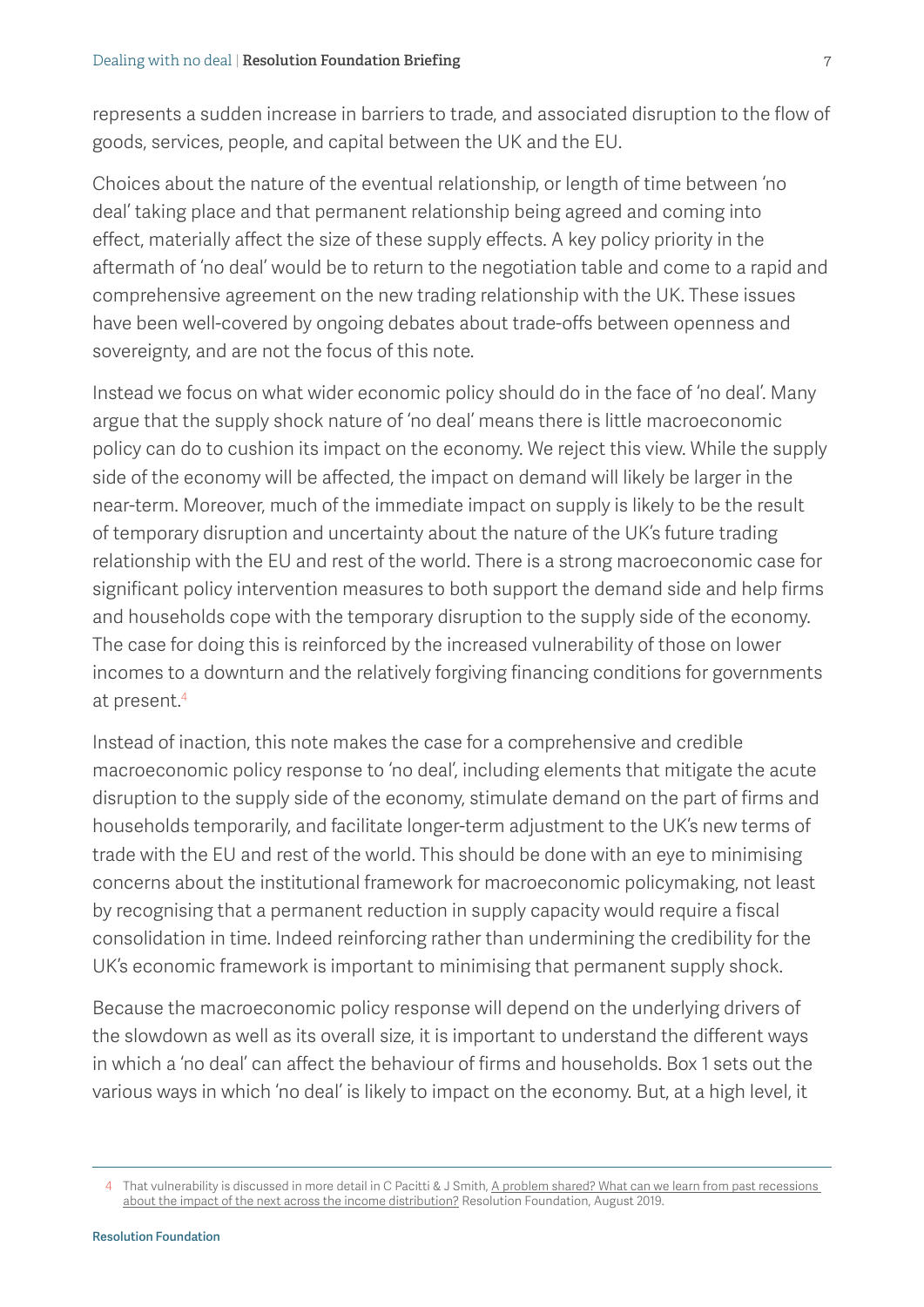represents a sudden increase in barriers to trade, and associated disruption to the flow of goods, services, people, and capital between the UK and the EU.

Choices about the nature of the eventual relationship, or length of time between 'no deal' taking place and that permanent relationship being agreed and coming into effect, materially affect the size of these supply effects. A key policy priority in the aftermath of 'no deal' would be to return to the negotiation table and come to a rapid and comprehensive agreement on the new trading relationship with the UK. These issues have been well-covered by ongoing debates about trade-offs between openness and sovereignty, and are not the focus of this note.

Instead we focus on what wider economic policy should do in the face of 'no deal'. Many argue that the supply shock nature of 'no deal' means there is little macroeconomic policy can do to cushion its impact on the economy. We reject this view. While the supply side of the economy will be affected, the impact on demand will likely be larger in the near-term. Moreover, much of the immediate impact on supply is likely to be the result of temporary disruption and uncertainty about the nature of the UK's future trading relationship with the EU and rest of the world. There is a strong macroeconomic case for significant policy intervention measures to both support the demand side and help firms and households cope with the temporary disruption to the supply side of the economy. The case for doing this is reinforced by the increased vulnerability of those on lower incomes to a downturn and the relatively forgiving financing conditions for governments at present.[4]

Instead of inaction, this note makes the case for a comprehensive and credible macroeconomic policy response to 'no deal', including elements that mitigate the acute disruption to the supply side of the economy, stimulate demand on the part of firms and households temporarily, and facilitate longer-term adjustment to the UK's new terms of trade with the EU and rest of the world. This should be done with an eye to minimising concerns about the institutional framework for macroeconomic policymaking, not least by recognising that a permanent reduction in supply capacity would require a fiscal consolidation in time. Indeed reinforcing rather than undermining the credibility for the UK's economic framework is important to minimising that permanent supply shock.

Because the macroeconomic policy response will depend on the underlying drivers of the slowdown as well as its overall size, it is important to understand the different ways in which a 'no deal' can affect the behaviour of firms and households. Box 1 sets out the various ways in which 'no deal' is likely to impact on the economy. But, at a high level, it

4 That vulnerability is discussed in more detail in C Pacitti & J Smith, A problem shared? What can we learn from past recessions about the impact of the next across the income distribution? Resolution Foundation, August 2019.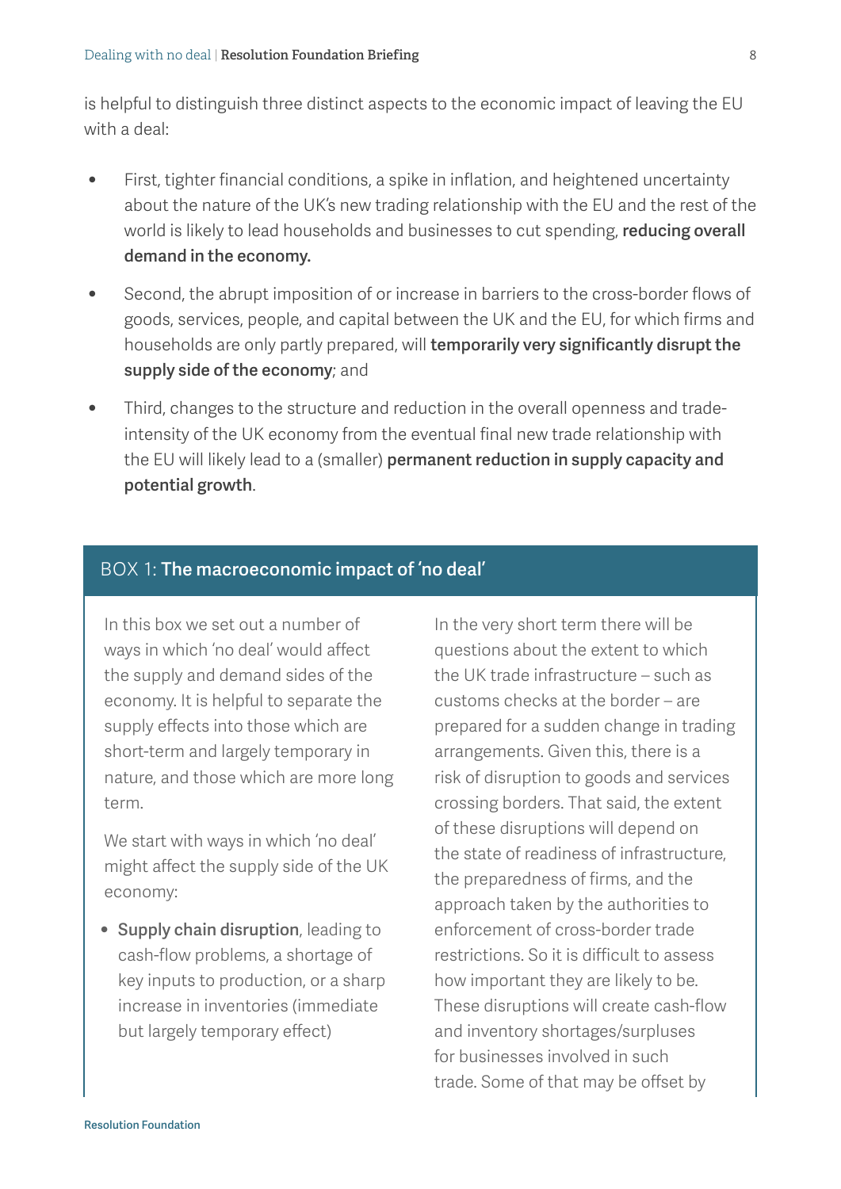is helpful to distinguish three distinct aspects to the economic impact of leaving the EU with a deal:

- First, tighter financial conditions, a spike in inflation, and heightened uncertainty about the nature of the UK's new trading relationship with the EU and the rest of the world is likely to lead households and businesses to cut spending, **reducing overall demand in the economy.**
- Second, the abrupt imposition of or increase in barriers to the cross-border flows of goods, services, people, and capital between the UK and the EU, for which firms and households are only partly prepared, will **temporarily very significantly disrupt the supply side of the economy**; and
- Third, changes to the structure and reduction in the overall openness and trade-intensity of the UK economy from the eventual final new trade relationship with the EU will likely lead to a (smaller) **permanent reduction in supply capacity and potential growth**.

## BOX 1: The macroeconomic impact of 'no deal'

In this box we set out a number of ways in which 'no deal' would affect the supply and demand sides of the economy. It is helpful to separate the supply effects into those which are short-term and largely temporary in nature, and those which are more long term.

We start with ways in which 'no deal' might affect the supply side of the UK economy:

- **Supply chain disruption**, leading to cash-flow problems, a shortage of key inputs to production, or a sharp increase in inventories (immediate but largely temporary effect)

In the very short term there will be questions about the extent to which the UK trade infrastructure – such as customs checks at the border – are prepared for a sudden change in trading arrangements. Given this, there is a risk of disruption to goods and services crossing borders. That said, the extent of these disruptions will depend on the state of readiness of infrastructure, the preparedness of firms, and the approach taken by the authorities to enforcement of cross-border trade restrictions. So it is difficult to assess how important they are likely to be. These disruptions will create cash-flow and inventory shortages/surpluses for businesses involved in such trade. Some of that may be offset by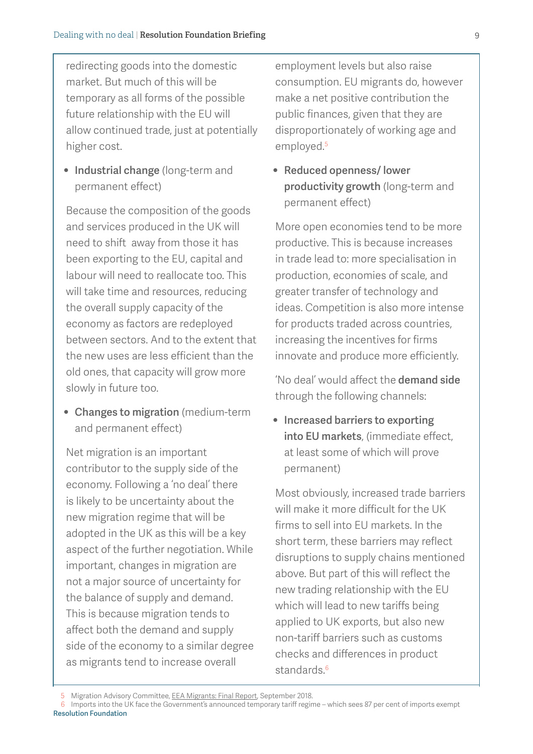redirecting goods into the domestic market. But much of this will be temporary as all forms of the possible future relationship with the EU will allow continued trade, just at potentially higher cost.

- **Industrial change** (long-term and permanent effect)

Because the composition of the goods and services produced in the UK will need to shift away from those it has been exporting to the EU, capital and labour will need to reallocate too. This will take time and resources, reducing the overall supply capacity of the economy as factors are redeployed between sectors. And to the extent that the new uses are less efficient than the old ones, that capacity will grow more slowly in future too.

- **Changes to migration** (medium-term and permanent effect)

Net migration is an important contributor to the supply side of the economy. Following a 'no deal' there is likely to be uncertainty about the new migration regime that will be adopted in the UK as this will be a key aspect of the further negotiation. While important, changes in migration are not a major source of uncertainty for the balance of supply and demand. This is because migration tends to affect both the demand and supply side of the economy to a similar degree as migrants tend to increase overall employment levels but also raise consumption. EU migrants do, however make a net positive contribution the public finances, given that they are disproportionately of working age and employed.[5]

- **Reduced openness/ lower productivity growth** (long-term and permanent effect)

More open economies tend to be more productive. This is because increases in trade lead to: more specialisation in production, economies of scale, and greater transfer of technology and ideas. Competition is also more intense for products traded across countries, increasing the incentives for firms innovate and produce more efficiently.

'No deal' would affect the **demand side** through the following channels:

- **Increased barriers to exporting into EU markets**, (immediate effect, at least some of which will prove permanent)

Most obviously, increased trade barriers will make it more difficult for the UK firms to sell into EU markets. In the short term, these barriers may reflect disruptions to supply chains mentioned above. But part of this will reflect the new trading relationship with the EU which will lead to new tariffs being applied to UK exports, but also new non-tariff barriers such as customs checks and differences in product standards.[6]

5 Migration Advisory Committee, EEA Migrants: Final Report, September 2018.

6 Imports into the UK face the Government's announced temporary tariff regime – which sees 87 per cent of imports exempt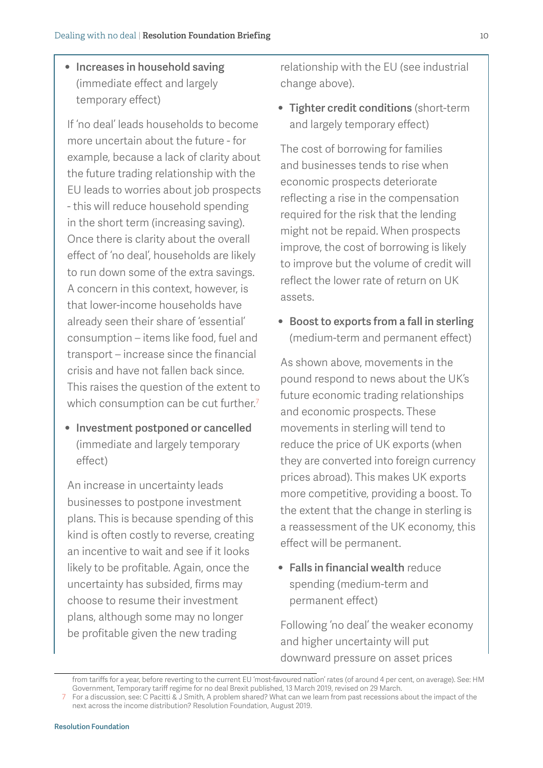- **Increases in household saving** (immediate effect and largely temporary effect)

If 'no deal' leads households to become more uncertain about the future - for example, because a lack of clarity about the future trading relationship with the EU leads to worries about job prospects - this will reduce household spending in the short term (increasing saving). Once there is clarity about the overall effect of 'no deal', households are likely to run down some of the extra savings. A concern in this context, however, is that lower-income households have already seen their share of 'essential' consumption – items like food, fuel and transport – increase since the financial crisis and have not fallen back since. This raises the question of the extent to which consumption can be cut further.[7]

- **Investment postponed or cancelled** (immediate and largely temporary effect)

An increase in uncertainty leads businesses to postpone investment plans. This is because spending of this kind is often costly to reverse, creating an incentive to wait and see if it looks likely to be profitable. Again, once the uncertainty has subsided, firms may choose to resume their investment plans, although some may no longer be profitable given the new trading relationship with the EU (see industrial change above).

- **Tighter credit conditions** (short-term and largely temporary effect)

The cost of borrowing for families and businesses tends to rise when economic prospects deteriorate reflecting a rise in the compensation required for the risk that the lending might not be repaid. When prospects improve, the cost of borrowing is likely to improve but the volume of credit will reflect the lower rate of return on UK assets.

- **Boost to exports from a fall in sterling** (medium-term and permanent effect)

As shown above, movements in the pound respond to news about the UK's future economic trading relationships and economic prospects. These movements in sterling will tend to reduce the price of UK exports (when they are converted into foreign currency prices abroad). This makes UK exports more competitive, providing a boost. To the extent that the change in sterling is a reassessment of the UK economy, this effect will be permanent.

- **Falls in financial wealth** reduce spending (medium-term and permanent effect)

Following 'no deal' the weaker economy and higher uncertainty will put downward pressure on asset prices

from tariffs for a year, before reverting to the current EU 'most-favoured nation' rates (of around 4 per cent, on average). See: HM Government, Temporary tariff regime for no deal Brexit published, 13 March 2019, revised on 29 March.

7 For a discussion, see: C Pacitti & J Smith, A problem shared? What can we learn from past recessions about the impact of the next across the income distribution? Resolution Foundation, August 2019.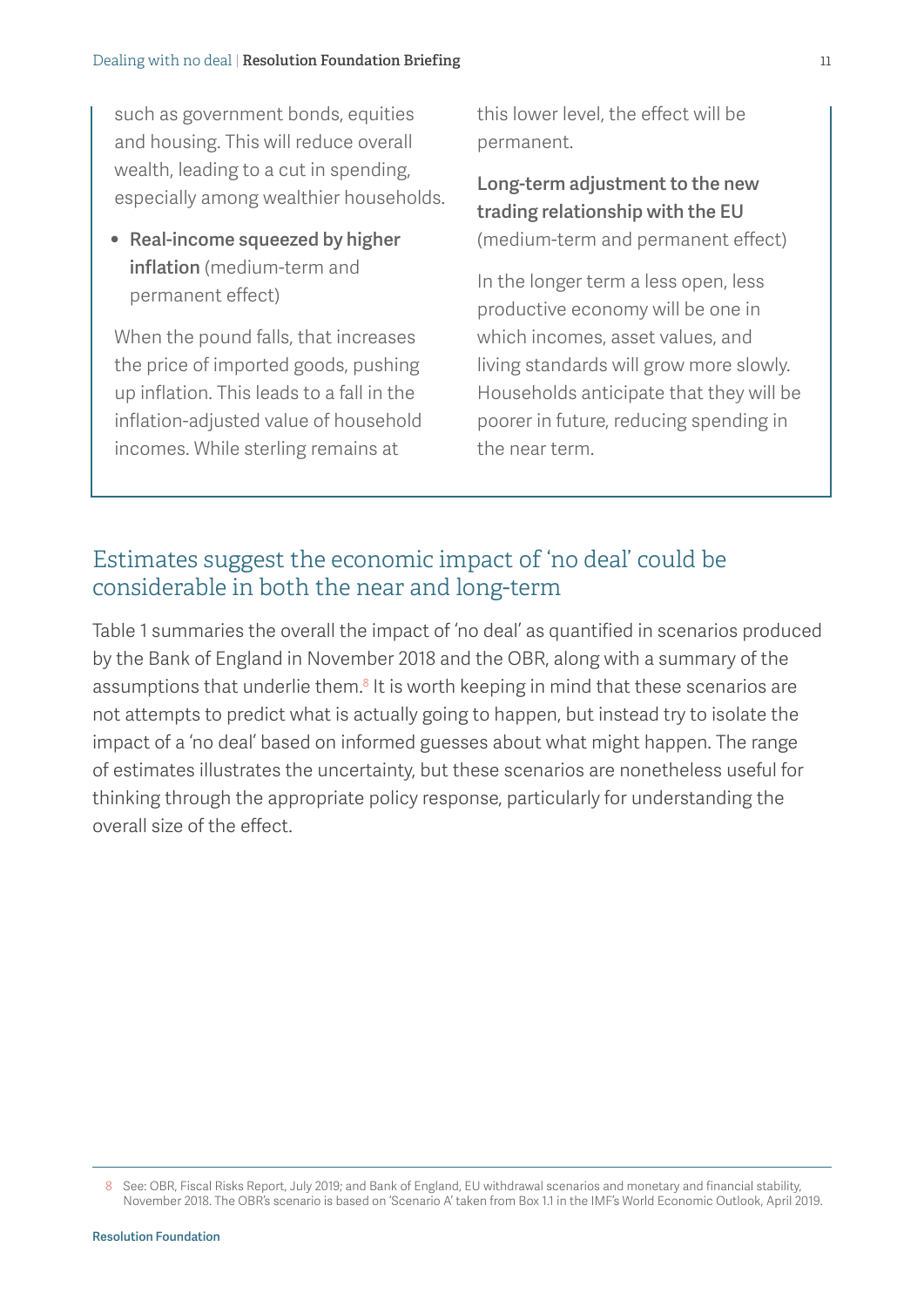such as government bonds, equities and housing. This will reduce overall wealth, leading to a cut in spending, especially among wealthier households.

- **Real-income squeezed by higher inflation** (medium-term and permanent effect)

When the pound falls, that increases the price of imported goods, pushing up inflation. This leads to a fall in the inflation-adjusted value of household incomes. While sterling remains at this lower level, the effect will be permanent.

**Long-term adjustment to the new trading relationship with the EU** (medium-term and permanent effect)

In the longer term a less open, less productive economy will be one in which incomes, asset values, and living standards will grow more slowly. Households anticipate that they will be poorer in future, reducing spending in the near term.

## Estimates suggest the economic impact of 'no deal' could be considerable in both the near and long-term

Table 1 summaries the overall the impact of 'no deal' as quantified in scenarios produced by the Bank of England in November 2018 and the OBR, along with a summary of the assumptions that underlie them.[8] It is worth keeping in mind that these scenarios are not attempts to predict what is actually going to happen, but instead try to isolate the impact of a 'no deal' based on informed guesses about what might happen. The range of estimates illustrates the uncertainty, but these scenarios are nonetheless useful for thinking through the appropriate policy response, particularly for understanding the overall size of the effect.

[8] See: OBR, Fiscal Risks Report, July 2019; and Bank of England, EU withdrawal scenarios and monetary and financial stability, November 2018. The OBR's scenario is based on 'Scenario A' taken from Box 1.1 in the IMF's World Economic Outlook, April 2019.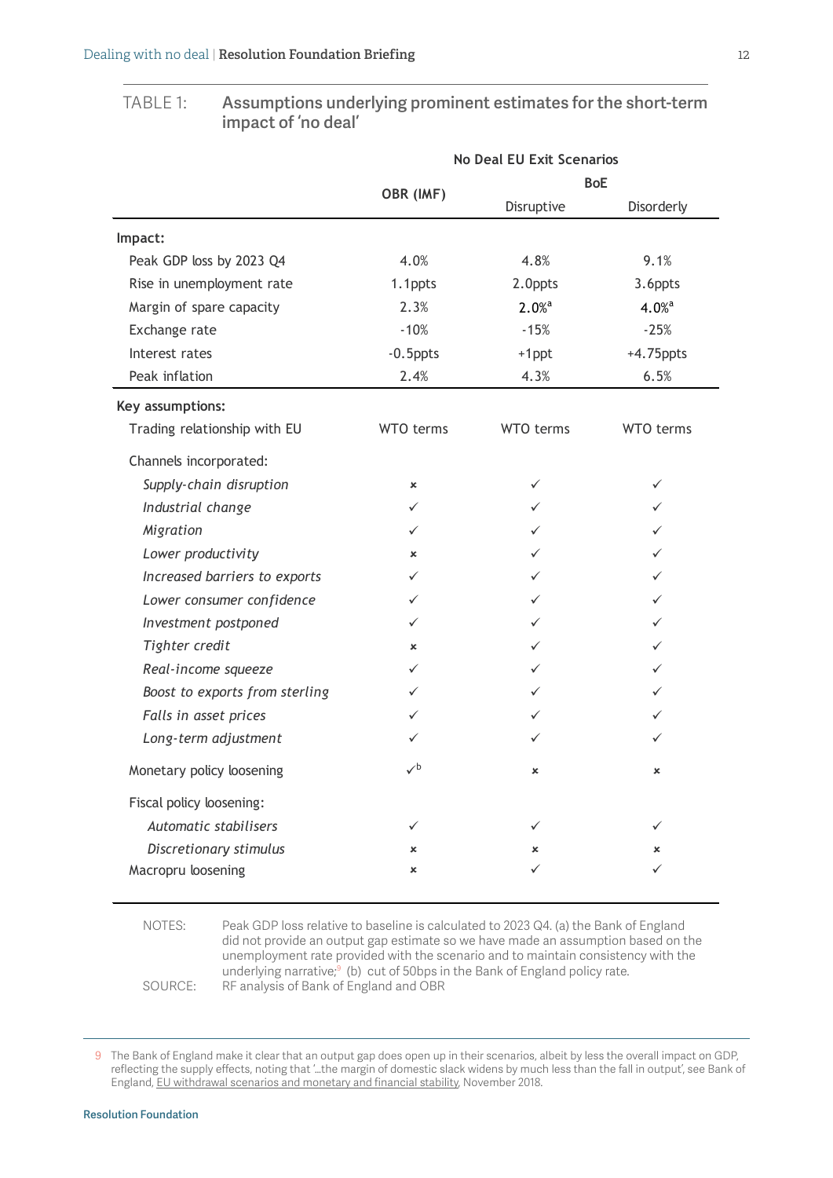TABLE 1: **Assumptions underlying prominent estimates for the short-term impact of 'no deal'**

| | No Deal EU Exit Scenarios | | |
|---|---|---|---|
| | OBR (IMF) | BoE | |
| | | Disruptive | Disorderly |
| **Impact:** | | | |
| Peak GDP loss by 2023 Q4 | 4.0% | 4.8% | 9.1% |
| Rise in unemployment rate | 1.1ppts | 2.0ppts | 3.6ppts |
| Margin of spare capacity | 2.3% | 2.0%[a] | 4.0%[a] |
| Exchange rate | -10% | -15% | -25% |
| Interest rates | -0.5ppts | +1ppt | +4.75ppts |
| Peak inflation | 2.4% | 4.3% | 6.5% |
| **Key assumptions:** | | | |
| Trading relationship with EU | WTO terms | WTO terms | WTO terms |
| Channels incorporated: | | | |
| *Supply-chain disruption* | × | ✓ | ✓ |
| *Industrial change* | ✓ | ✓ | ✓ |
| *Migration* | ✓ | ✓ | ✓ |
| *Lower productivity* | × | ✓ | ✓ |
| *Increased barriers to exports* | ✓ | ✓ | ✓ |
| *Lower consumer confidence* | ✓ | ✓ | ✓ |
| *Investment postponed* | ✓ | ✓ | ✓ |
| *Tighter credit* | × | ✓ | ✓ |
| *Real-income squeeze* | ✓ | ✓ | ✓ |
| *Boost to exports from sterling* | ✓ | ✓ | ✓ |
| *Falls in asset prices* | ✓ | ✓ | ✓ |
| *Long-term adjustment* | ✓ | ✓ | ✓ |
| Monetary policy loosening | ✓[b] | × | × |
| Fiscal policy loosening: | | | |
| *Automatic stabilisers* | ✓ | ✓ | ✓ |
| *Discretionary stimulus* | × | × | × |
| Macropru loosening | × | ✓ | ✓ |

NOTES: Peak GDP loss relative to baseline is calculated to 2023 Q4. (a) the Bank of England did not provide an output gap estimate so we have made an assumption based on the unemployment rate provided with the scenario and to maintain consistency with the underlying narrative;[9] (b) cut of 50bps in the Bank of England policy rate.

SOURCE: RF analysis of Bank of England and OBR

9 The Bank of England make it clear that an output gap does open up in their scenarios, albeit by less the overall impact on GDP, reflecting the supply effects, noting that '…the margin of domestic slack widens by much less than the fall in output', see Bank of England, EU withdrawal scenarios and monetary and financial stability, November 2018.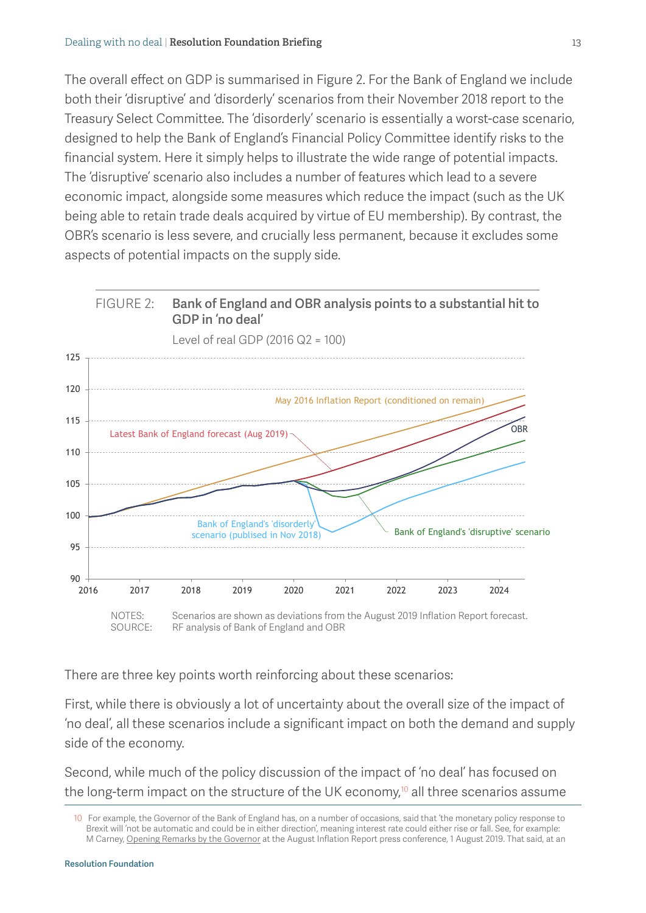The overall effect on GDP is summarised in Figure 2. For the Bank of England we include both their 'disruptive' and 'disorderly' scenarios from their November 2018 report to the Treasury Select Committee. The 'disorderly' scenario is essentially a worst-case scenario, designed to help the Bank of England's Financial Policy Committee identify risks to the financial system. Here it simply helps to illustrate the wide range of potential impacts. The 'disruptive' scenario also includes a number of features which lead to a severe economic impact, alongside some measures which reduce the impact (such as the UK being able to retain trade deals acquired by virtue of EU membership). By contrast, the OBR's scenario is less severe, and crucially less permanent, because it excludes some aspects of potential impacts on the supply side.

FIGURE 2: **Bank of England and OBR analysis points to a substantial hit to GDP in 'no deal'**

Level of real GDP (2016 Q2 = 100)

125
120
115
110
105
100
95
90

2016 2017 2018 2019 2020 2021 2022 2023 2024

May 2016 Inflation Report (conditioned on remain)
Latest Bank of England forecast (Aug 2019)
OBR
Bank of England's 'disorderly' scenario (published in Nov 2018)
Bank of England's 'disruptive' scenario

NOTES: Scenarios are shown as deviations from the August 2019 Inflation Report forecast.
SOURCE: RF analysis of Bank of England and OBR

There are three key points worth reinforcing about these scenarios:

First, while there is obviously a lot of uncertainty about the overall size of the impact of 'no deal', all these scenarios include a significant impact on both the demand and supply side of the economy.

Second, while much of the policy discussion of the impact of 'no deal' has focused on the long-term impact on the structure of the UK economy,[10] all three scenarios assume

[10] For example, the Governor of the Bank of England has, on a number of occasions, said that 'the monetary policy response to Brexit will 'not be automatic and could be in either direction', meaning interest rate could either rise or fall. See, for example: M Carney, Opening Remarks by the Governor at the August Inflation Report press conference, 1 August 2019. That said, at an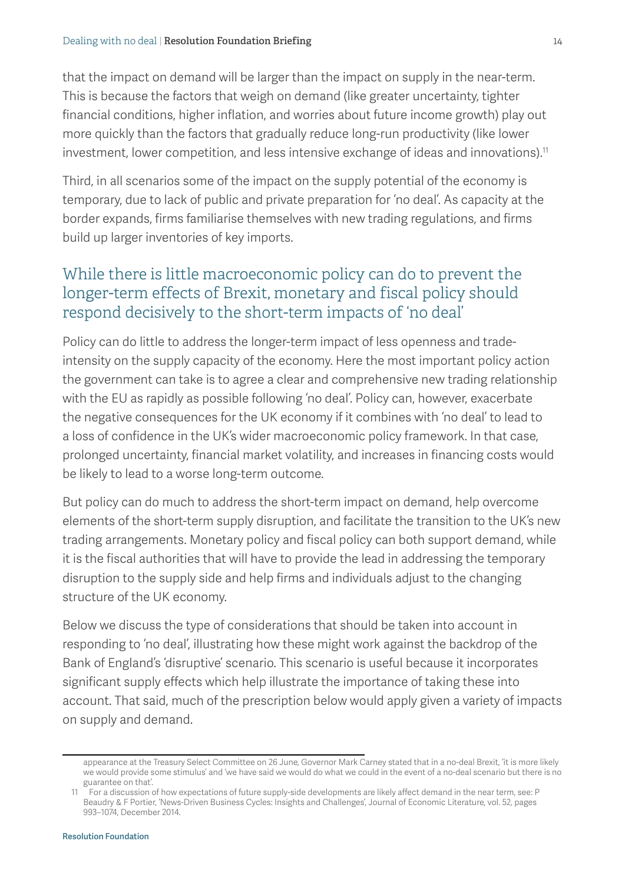that the impact on demand will be larger than the impact on supply in the near-term. This is because the factors that weigh on demand (like greater uncertainty, tighter financial conditions, higher inflation, and worries about future income growth) play out more quickly than the factors that gradually reduce long-run productivity (like lower investment, lower competition, and less intensive exchange of ideas and innovations).[11]

Third, in all scenarios some of the impact on the supply potential of the economy is temporary, due to lack of public and private preparation for 'no deal'. As capacity at the border expands, firms familiarise themselves with new trading regulations, and firms build up larger inventories of key imports.

## While there is little macroeconomic policy can do to prevent the longer-term effects of Brexit, monetary and fiscal policy should respond decisively to the short-term impacts of 'no deal'

Policy can do little to address the longer-term impact of less openness and trade-intensity on the supply capacity of the economy. Here the most important policy action the government can take is to agree a clear and comprehensive new trading relationship with the EU as rapidly as possible following 'no deal'. Policy can, however, exacerbate the negative consequences for the UK economy if it combines with 'no deal' to lead to a loss of confidence in the UK's wider macroeconomic policy framework. In that case, prolonged uncertainty, financial market volatility, and increases in financing costs would be likely to lead to a worse long-term outcome.

But policy can do much to address the short-term impact on demand, help overcome elements of the short-term supply disruption, and facilitate the transition to the UK's new trading arrangements. Monetary policy and fiscal policy can both support demand, while it is the fiscal authorities that will have to provide the lead in addressing the temporary disruption to the supply side and help firms and individuals adjust to the changing structure of the UK economy.

Below we discuss the type of considerations that should be taken into account in responding to 'no deal', illustrating how these might work against the backdrop of the Bank of England's 'disruptive' scenario. This scenario is useful because it incorporates significant supply effects which help illustrate the importance of taking these into account. That said, much of the prescription below would apply given a variety of impacts on supply and demand.

---

appearance at the Treasury Select Committee on 26 June, Governor Mark Carney stated that in a no-deal Brexit, 'it is more likely we would provide some stimulus' and 'we have said we would do what we could in the event of a no-deal scenario but there is no guarantee on that'.

11 For a discussion of how expectations of future supply-side developments are likely affect demand in the near term, see: P Beaudry & F Portier, 'News-Driven Business Cycles: Insights and Challenges', Journal of Economic Literature, vol. 52, pages 993–1074, December 2014.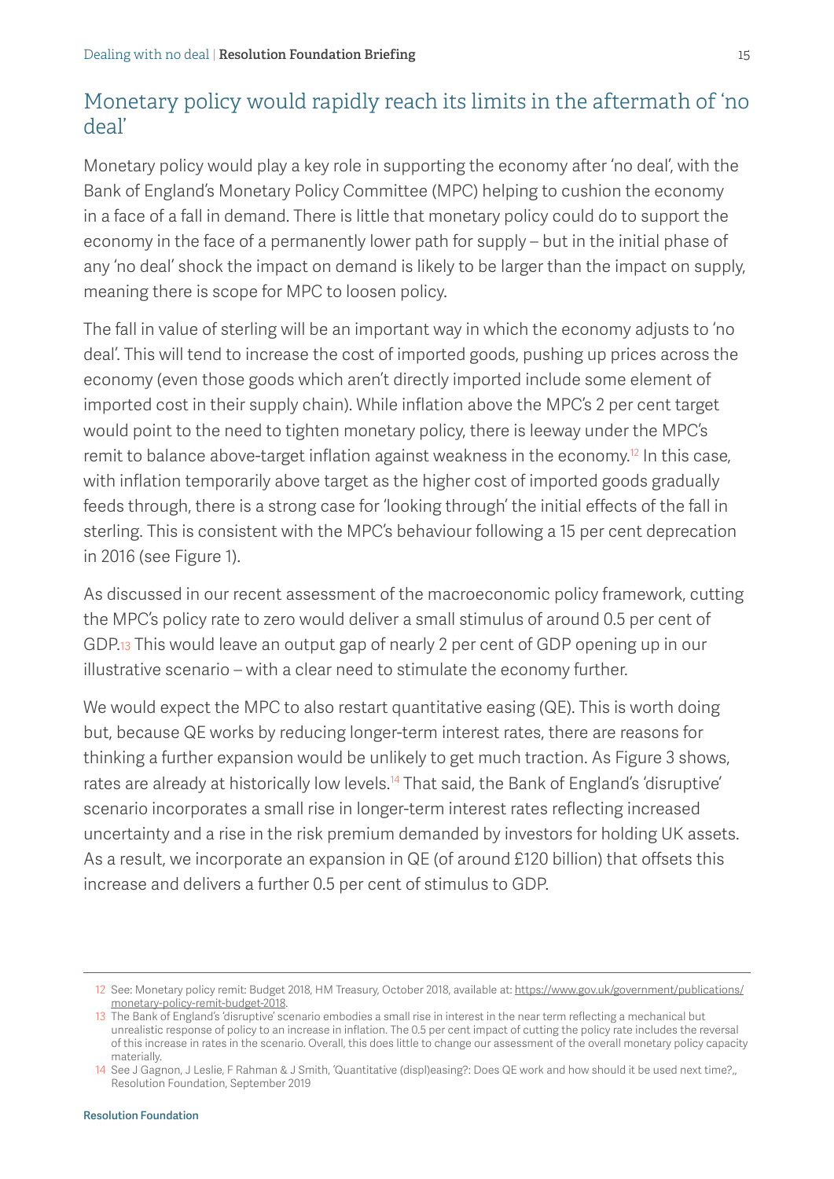## Monetary policy would rapidly reach its limits in the aftermath of 'no deal'

Monetary policy would play a key role in supporting the economy after 'no deal', with the Bank of England's Monetary Policy Committee (MPC) helping to cushion the economy in a face of a fall in demand. There is little that monetary policy could do to support the economy in the face of a permanently lower path for supply – but in the initial phase of any 'no deal' shock the impact on demand is likely to be larger than the impact on supply, meaning there is scope for MPC to loosen policy.

The fall in value of sterling will be an important way in which the economy adjusts to 'no deal'. This will tend to increase the cost of imported goods, pushing up prices across the economy (even those goods which aren't directly imported include some element of imported cost in their supply chain). While inflation above the MPC's 2 per cent target would point to the need to tighten monetary policy, there is leeway under the MPC's remit to balance above-target inflation against weakness in the economy.[12] In this case, with inflation temporarily above target as the higher cost of imported goods gradually feeds through, there is a strong case for 'looking through' the initial effects of the fall in sterling. This is consistent with the MPC's behaviour following a 15 per cent deprecation in 2016 (see Figure 1).

As discussed in our recent assessment of the macroeconomic policy framework, cutting the MPC's policy rate to zero would deliver a small stimulus of around 0.5 per cent of GDP.[13] This would leave an output gap of nearly 2 per cent of GDP opening up in our illustrative scenario – with a clear need to stimulate the economy further.

We would expect the MPC to also restart quantitative easing (QE). This is worth doing but, because QE works by reducing longer-term interest rates, there are reasons for thinking a further expansion would be unlikely to get much traction. As Figure 3 shows, rates are already at historically low levels.[14] That said, the Bank of England's 'disruptive' scenario incorporates a small rise in longer-term interest rates reflecting increased uncertainty and a rise in the risk premium demanded by investors for holding UK assets. As a result, we incorporate an expansion in QE (of around £120 billion) that offsets this increase and delivers a further 0.5 per cent of stimulus to GDP.

---

12 See: Monetary policy remit: Budget 2018, HM Treasury, October 2018, available at: https://www.gov.uk/government/publications/monetary-policy-remit-budget-2018.

13 The Bank of England's 'disruptive' scenario embodies a small rise in interest in the near term reflecting a mechanical but unrealistic response of policy to an increase in inflation. The 0.5 per cent impact of cutting the policy rate includes the reversal of this increase in rates in the scenario. Overall, this does little to change our assessment of the overall monetary policy capacity materially.

14 See J Gagnon, J Leslie, F Rahman & J Smith, 'Quantitative (displ)easing?: Does QE work and how should it be used next time?,, Resolution Foundation, September 2019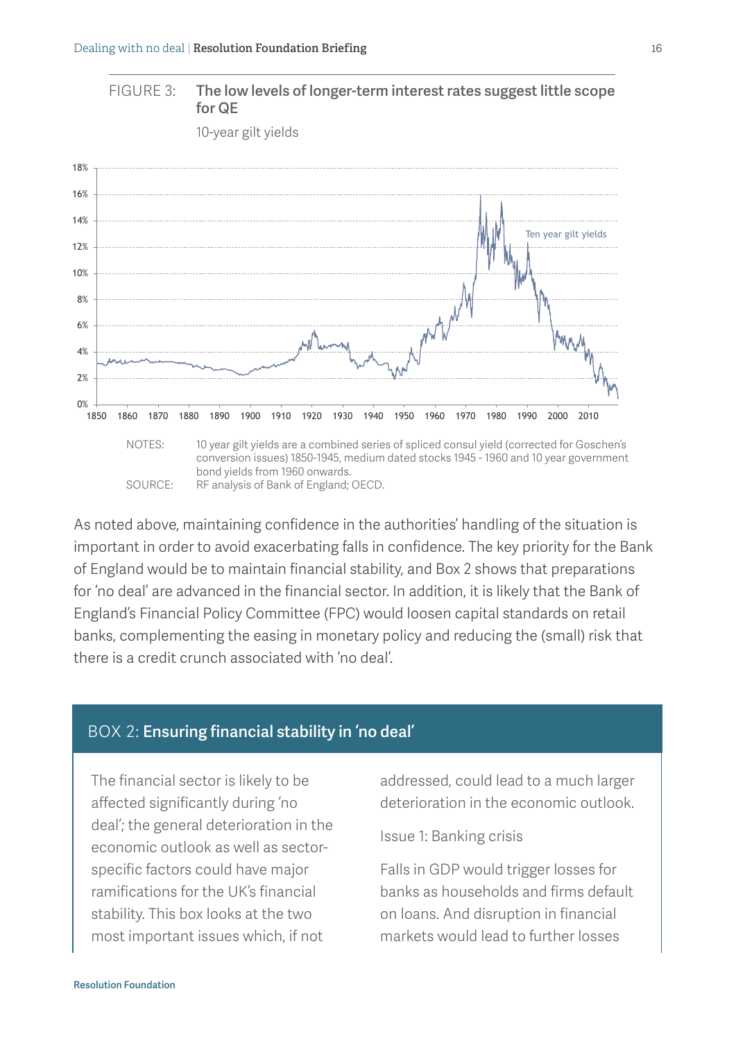FIGURE 3: **The low levels of longer-term interest rates suggest little scope for QE**

10-year gilt yields

18%
16%
14%
12%
10%
8%
6%
4%
2%
0%
1850 1860 1870 1880 1890 1900 1910 1920 1930 1940 1950 1960 1970 1980 1990 2000 2010
Ten year gilt yields

NOTES: 10 year gilt yields are a combined series of spliced consul yield (corrected for Goschen's conversion issues) 1850-1945, medium dated stocks 1945 - 1960 and 10 year government bond yields from 1960 onwards.

SOURCE: RF analysis of Bank of England; OECD.

As noted above, maintaining confidence in the authorities' handling of the situation is important in order to avoid exacerbating falls in confidence. The key priority for the Bank of England would be to maintain financial stability, and Box 2 shows that preparations for 'no deal' are advanced in the financial sector. In addition, it is likely that the Bank of England's Financial Policy Committee (FPC) would loosen capital standards on retail banks, complementing the easing in monetary policy and reducing the (small) risk that there is a credit crunch associated with 'no deal'.

## BOX 2: Ensuring financial stability in 'no deal'

The financial sector is likely to be affected significantly during 'no deal'; the general deterioration in the economic outlook as well as sector-specific factors could have major ramifications for the UK's financial stability. This box looks at the two most important issues which, if not addressed, could lead to a much larger deterioration in the economic outlook.

Issue 1: Banking crisis

Falls in GDP would trigger losses for banks as households and firms default on loans. And disruption in financial markets would lead to further losses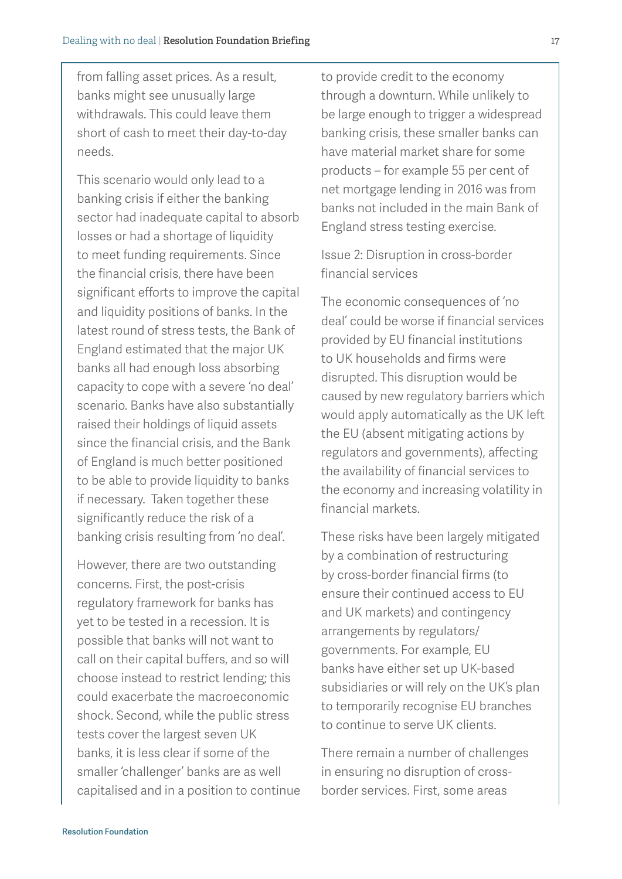from falling asset prices. As a result, banks might see unusually large withdrawals. This could leave them short of cash to meet their day-to-day needs.

This scenario would only lead to a banking crisis if either the banking sector had inadequate capital to absorb losses or had a shortage of liquidity to meet funding requirements. Since the financial crisis, there have been significant efforts to improve the capital and liquidity positions of banks. In the latest round of stress tests, the Bank of England estimated that the major UK banks all had enough loss absorbing capacity to cope with a severe 'no deal' scenario. Banks have also substantially raised their holdings of liquid assets since the financial crisis, and the Bank of England is much better positioned to be able to provide liquidity to banks if necessary. Taken together these significantly reduce the risk of a banking crisis resulting from 'no deal'.

However, there are two outstanding concerns. First, the post-crisis regulatory framework for banks has yet to be tested in a recession. It is possible that banks will not want to call on their capital buffers, and so will choose instead to restrict lending; this could exacerbate the macroeconomic shock. Second, while the public stress tests cover the largest seven UK banks, it is less clear if some of the smaller 'challenger' banks are as well capitalised and in a position to continue to provide credit to the economy through a downturn. While unlikely to be large enough to trigger a widespread banking crisis, these smaller banks can have material market share for some products – for example 55 per cent of net mortgage lending in 2016 was from banks not included in the main Bank of England stress testing exercise.

Issue 2: Disruption in cross-border financial services

The economic consequences of 'no deal' could be worse if financial services provided by EU financial institutions to UK households and firms were disrupted. This disruption would be caused by new regulatory barriers which would apply automatically as the UK left the EU (absent mitigating actions by regulators and governments), affecting the availability of financial services to the economy and increasing volatility in financial markets.

These risks have been largely mitigated by a combination of restructuring by cross-border financial firms (to ensure their continued access to EU and UK markets) and contingency arrangements by regulators/governments. For example, EU banks have either set up UK-based subsidiaries or will rely on the UK's plan to temporarily recognise EU branches to continue to serve UK clients.

There remain a number of challenges in ensuring no disruption of cross-border services. First, some areas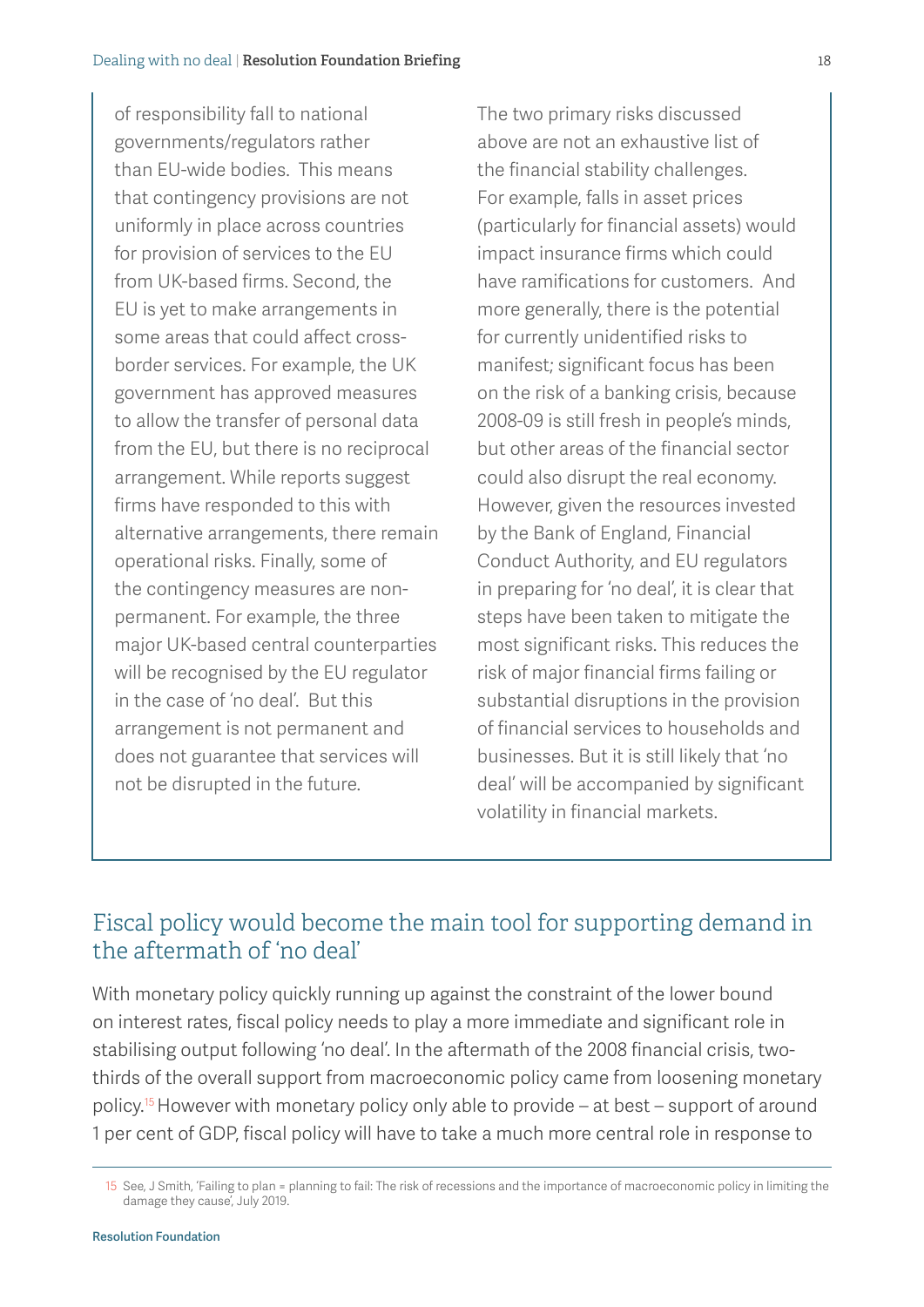of responsibility fall to national governments/regulators rather than EU-wide bodies. This means that contingency provisions are not uniformly in place across countries for provision of services to the EU from UK-based firms. Second, the EU is yet to make arrangements in some areas that could affect cross-border services. For example, the UK government has approved measures to allow the transfer of personal data from the EU, but there is no reciprocal arrangement. While reports suggest firms have responded to this with alternative arrangements, there remain operational risks. Finally, some of the contingency measures are non-permanent. For example, the three major UK-based central counterparties will be recognised by the EU regulator in the case of 'no deal'. But this arrangement is not permanent and does not guarantee that services will not be disrupted in the future.

The two primary risks discussed above are not an exhaustive list of the financial stability challenges. For example, falls in asset prices (particularly for financial assets) would impact insurance firms which could have ramifications for customers. And more generally, there is the potential for currently unidentified risks to manifest; significant focus has been on the risk of a banking crisis, because 2008-09 is still fresh in people's minds, but other areas of the financial sector could also disrupt the real economy. However, given the resources invested by the Bank of England, Financial Conduct Authority, and EU regulators in preparing for 'no deal', it is clear that steps have been taken to mitigate the most significant risks. This reduces the risk of major financial firms failing or substantial disruptions in the provision of financial services to households and businesses. But it is still likely that 'no deal' will be accompanied by significant volatility in financial markets.

## Fiscal policy would become the main tool for supporting demand in the aftermath of 'no deal'

With monetary policy quickly running up against the constraint of the lower bound on interest rates, fiscal policy needs to play a more immediate and significant role in stabilising output following 'no deal'. In the aftermath of the 2008 financial crisis, two-thirds of the overall support from macroeconomic policy came from loosening monetary policy.[15] However with monetary policy only able to provide – at best – support of around 1 per cent of GDP, fiscal policy will have to take a much more central role in response to

[15] See, J Smith, 'Failing to plan = planning to fail: The risk of recessions and the importance of macroeconomic policy in limiting the damage they cause', July 2019.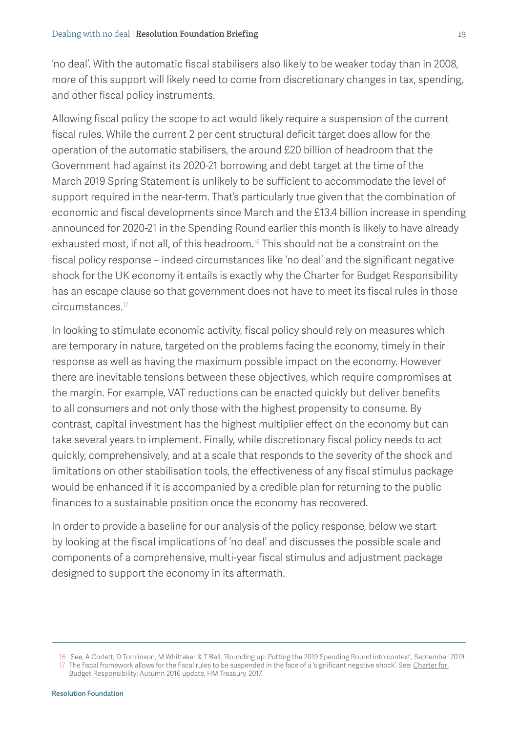'no deal'. With the automatic fiscal stabilisers also likely to be weaker today than in 2008, more of this support will likely need to come from discretionary changes in tax, spending, and other fiscal policy instruments.

Allowing fiscal policy the scope to act would likely require a suspension of the current fiscal rules. While the current 2 per cent structural deficit target does allow for the operation of the automatic stabilisers, the around £20 billion of headroom that the Government had against its 2020-21 borrowing and debt target at the time of the March 2019 Spring Statement is unlikely to be sufficient to accommodate the level of support required in the near-term. That's particularly true given that the combination of economic and fiscal developments since March and the £13.4 billion increase in spending announced for 2020-21 in the Spending Round earlier this month is likely to have already exhausted most, if not all, of this headroom.[16] This should not be a constraint on the fiscal policy response – indeed circumstances like 'no deal' and the significant negative shock for the UK economy it entails is exactly why the Charter for Budget Responsibility has an escape clause so that government does not have to meet its fiscal rules in those circumstances.[17]

In looking to stimulate economic activity, fiscal policy should rely on measures which are temporary in nature, targeted on the problems facing the economy, timely in their response as well as having the maximum possible impact on the economy. However there are inevitable tensions between these objectives, which require compromises at the margin. For example, VAT reductions can be enacted quickly but deliver benefits to all consumers and not only those with the highest propensity to consume. By contrast, capital investment has the highest multiplier effect on the economy but can take several years to implement. Finally, while discretionary fiscal policy needs to act quickly, comprehensively, and at a scale that responds to the severity of the shock and limitations on other stabilisation tools, the effectiveness of any fiscal stimulus package would be enhanced if it is accompanied by a credible plan for returning to the public finances to a sustainable position once the economy has recovered.

In order to provide a baseline for our analysis of the policy response, below we start by looking at the fiscal implications of 'no deal' and discusses the possible scale and components of a comprehensive, multi-year fiscal stimulus and adjustment package designed to support the economy in its aftermath.

---

16 See, A Corlett, D Tomlinson, M Whittaker & T Bell, 'Rounding up: Putting the 2019 Spending Round into context', September 2019.

17 The fiscal framework allows for the fiscal rules to be suspended in the face of a 'significant negative shock'. See: Charter for Budget Responsibility: Autumn 2016 update, HM Treasury, 2017.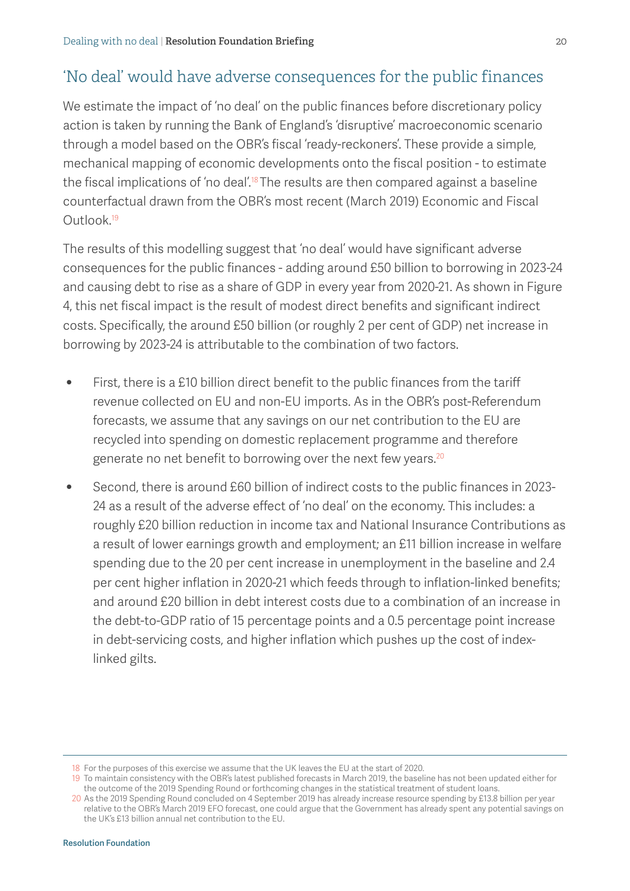## 'No deal' would have adverse consequences for the public finances

We estimate the impact of 'no deal' on the public finances before discretionary policy action is taken by running the Bank of England's 'disruptive' macroeconomic scenario through a model based on the OBR's fiscal 'ready-reckoners'. These provide a simple, mechanical mapping of economic developments onto the fiscal position - to estimate the fiscal implications of 'no deal'.[18] The results are then compared against a baseline counterfactual drawn from the OBR's most recent (March 2019) Economic and Fiscal Outlook.[19]

The results of this modelling suggest that 'no deal' would have significant adverse consequences for the public finances - adding around £50 billion to borrowing in 2023-24 and causing debt to rise as a share of GDP in every year from 2020-21. As shown in Figure 4, this net fiscal impact is the result of modest direct benefits and significant indirect costs. Specifically, the around £50 billion (or roughly 2 per cent of GDP) net increase in borrowing by 2023-24 is attributable to the combination of two factors.

- First, there is a £10 billion direct benefit to the public finances from the tariff revenue collected on EU and non-EU imports. As in the OBR's post-Referendum forecasts, we assume that any savings on our net contribution to the EU are recycled into spending on domestic replacement programme and therefore generate no net benefit to borrowing over the next few years.[20]
- Second, there is around £60 billion of indirect costs to the public finances in 2023-24 as a result of the adverse effect of 'no deal' on the economy. This includes: a roughly £20 billion reduction in income tax and National Insurance Contributions as a result of lower earnings growth and employment; an £11 billion increase in welfare spending due to the 20 per cent increase in unemployment in the baseline and 2.4 per cent higher inflation in 2020-21 which feeds through to inflation-linked benefits; and around £20 billion in debt interest costs due to a combination of an increase in the debt-to-GDP ratio of 15 percentage points and a 0.5 percentage point increase in debt-servicing costs, and higher inflation which pushes up the cost of index-linked gilts.

---

18 For the purposes of this exercise we assume that the UK leaves the EU at the start of 2020.

19 To maintain consistency with the OBR's latest published forecasts in March 2019, the baseline has not been updated either for the outcome of the 2019 Spending Round or forthcoming changes in the statistical treatment of student loans.

20 As the 2019 Spending Round concluded on 4 September 2019 has already increase resource spending by £13.8 billion per year relative to the OBR's March 2019 EFO forecast, one could argue that the Government has already spent any potential savings on the UK's £13 billion annual net contribution to the EU.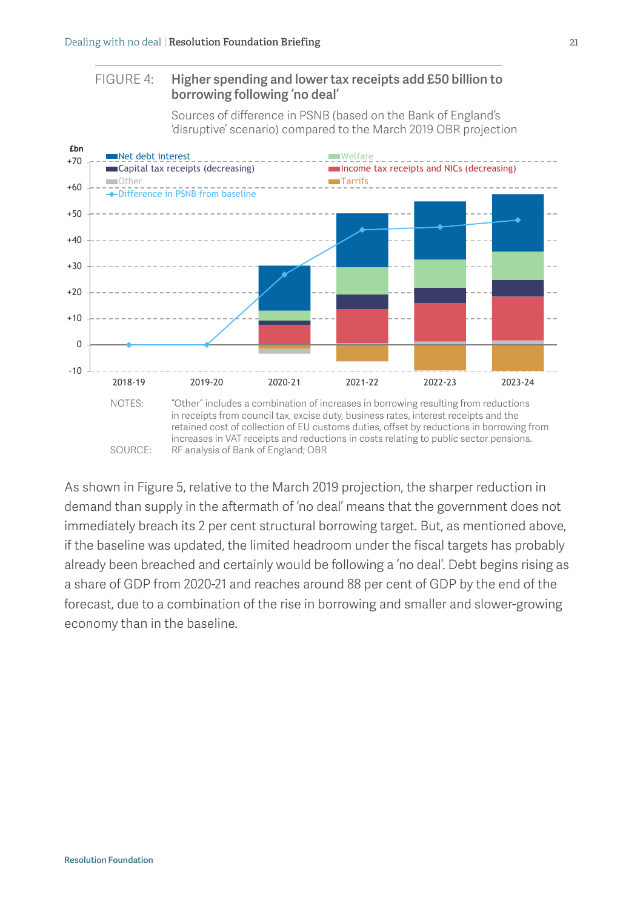FIGURE 4: **Higher spending and lower tax receipts add £50 billion to borrowing following 'no deal'**

Sources of difference in PSNB (based on the Bank of England's 'disruptive' scenario) compared to the March 2019 OBR projection

£bn

Net debt interest
Capital tax receipts (decreasing)
Other
Difference in PSNB from baseline
Welfare
Income tax receipts and NICs (decreasing)
Tarrifs

+70
+60
+50
+40
+30
+20
+10
0
-10

2018-19
2019-20
2020-21
2021-22
2022-23
2023-24

NOTES: "Other" includes a combination of increases in borrowing resulting from reductions in receipts from council tax, excise duty, business rates, interest receipts and the retained cost of collection of EU customs duties, offset by reductions in borrowing from increases in VAT receipts and reductions in costs relating to public sector pensions.

SOURCE: RF analysis of Bank of England; OBR

As shown in Figure 5, relative to the March 2019 projection, the sharper reduction in demand than supply in the aftermath of 'no deal' means that the government does not immediately breach its 2 per cent structural borrowing target. But, as mentioned above, if the baseline was updated, the limited headroom under the fiscal targets has probably already been breached and certainly would be following a 'no deal'. Debt begins rising as a share of GDP from 2020-21 and reaches around 88 per cent of GDP by the end of the forecast, due to a combination of the rise in borrowing and smaller and slower-growing economy than in the baseline.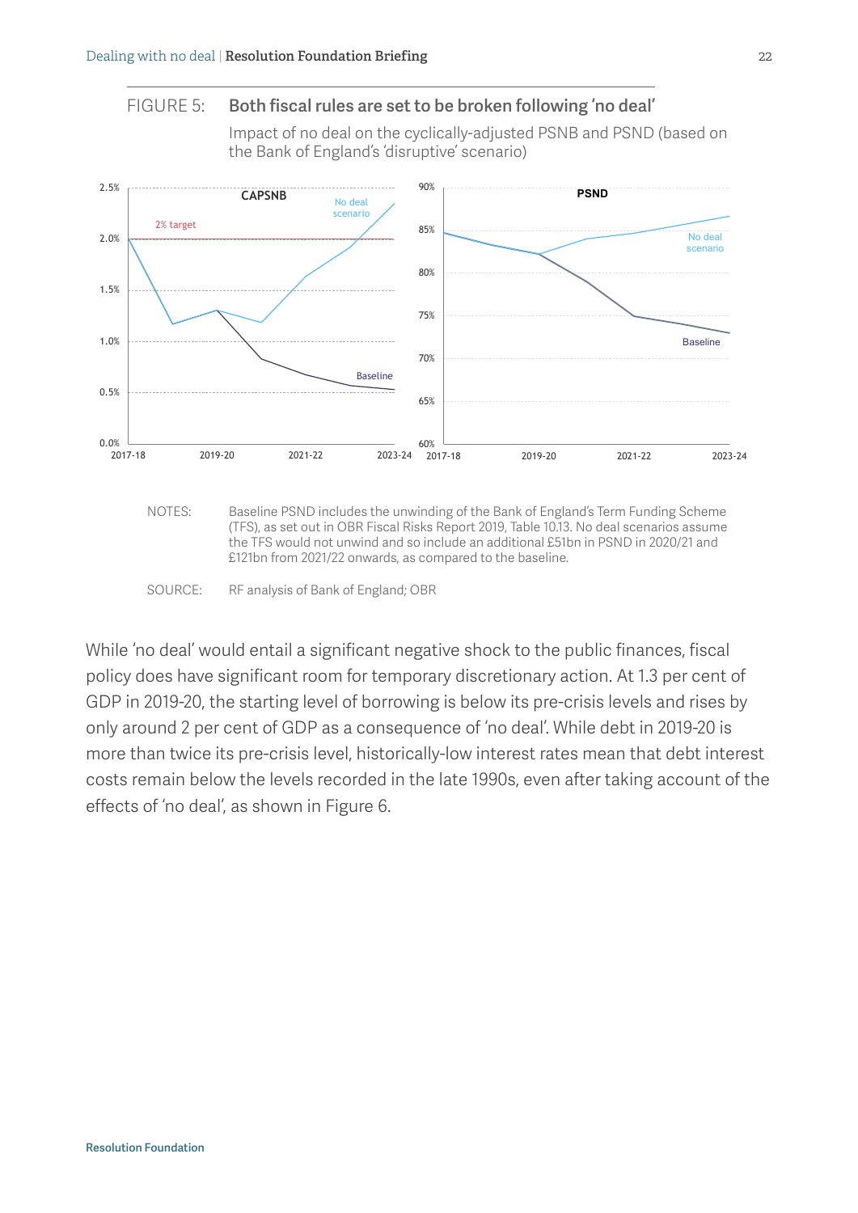FIGURE 5: **Both fiscal rules are set to be broken following 'no deal'**

Impact of no deal on the cyclically-adjusted PSNB and PSND (based on the Bank of England's 'disruptive' scenario)

CAPSNB

2.5%
2.0%
1.5%
1.0%
0.5%
0.0%

2% target

No deal scenario

Baseline

2017-18
2019-20
2021-22
2023-24

PSND

90%
85%
80%
75%
70%
65%
60%

No deal scenario

Baseline

2017-18
2019-20
2021-22
2023-24

NOTES: Baseline PSND includes the unwinding of the Bank of England's Term Funding Scheme (TFS), as set out in OBR Fiscal Risks Report 2019, Table 10.13. No deal scenarios assume the TFS would not unwind and so include an additional £51bn in PSND in 2020/21 and £121bn from 2021/22 onwards, as compared to the baseline.

SOURCE: RF analysis of Bank of England; OBR

While 'no deal' would entail a significant negative shock to the public finances, fiscal policy does have significant room for temporary discretionary action. At 1.3 per cent of GDP in 2019-20, the starting level of borrowing is below its pre-crisis levels and rises by only around 2 per cent of GDP as a consequence of 'no deal'. While debt in 2019-20 is more than twice its pre-crisis level, historically-low interest rates mean that debt interest costs remain below the levels recorded in the late 1990s, even after taking account of the effects of 'no deal', as shown in Figure 6.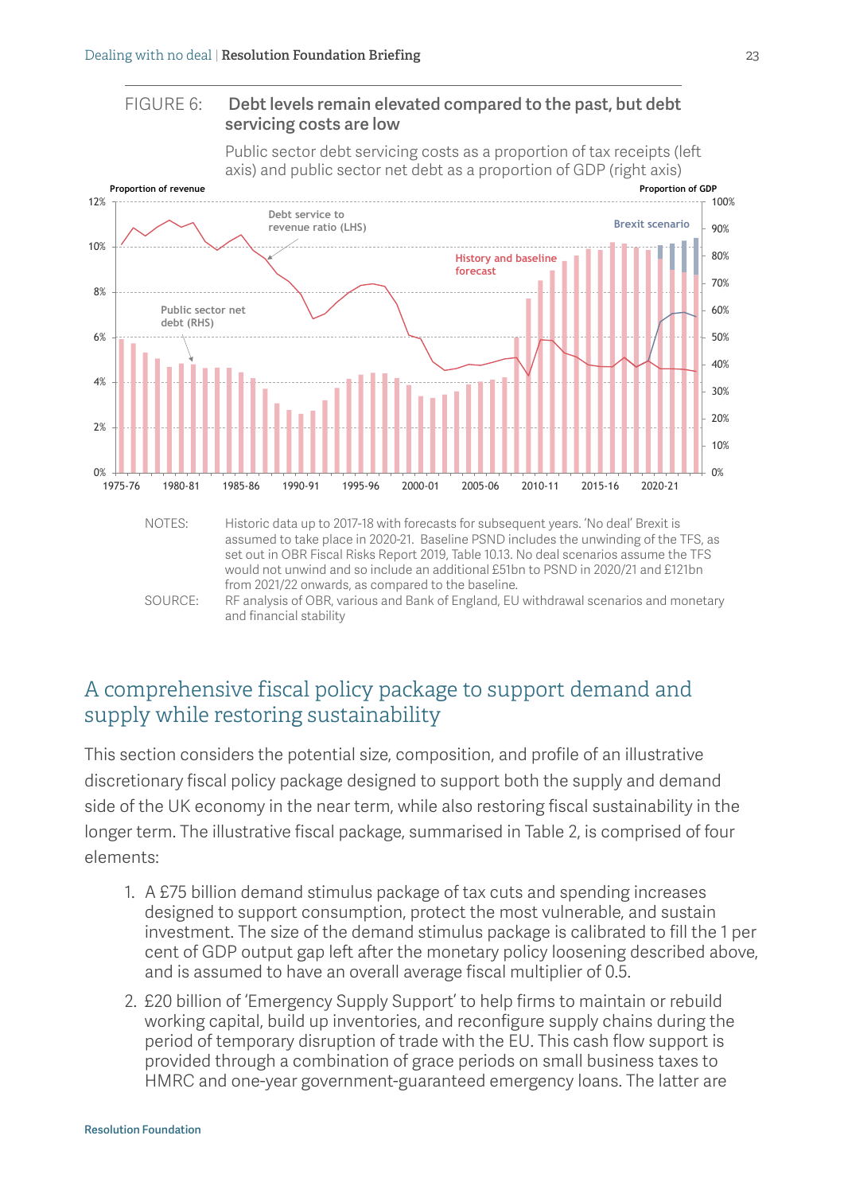FIGURE 6: **Debt levels remain elevated compared to the past, but debt servicing costs are low**

Public sector debt servicing costs as a proportion of tax receipts (left axis) and public sector net debt as a proportion of GDP (right axis)

Proportion of revenue

Proportion of GDP

12%
10%
8%
6%
4%
2%
0%

100%
90%
80%
70%
60%
50%
40%
30%
20%
10%
0%

1975-76
1980-81
1985-86
1990-91
1995-96
2000-01
2005-06
2010-11
2015-16
2020-21

Debt service to revenue ratio (LHS)

Public sector net debt (RHS)

History and baseline forecast

Brexit scenario

NOTES: Historic data up to 2017-18 with forecasts for subsequent years. 'No deal' Brexit is assumed to take place in 2020-21. Baseline PSND includes the unwinding of the TFS, as set out in OBR Fiscal Risks Report 2019, Table 10.13. No deal scenarios assume the TFS would not unwind and so include an additional £51bn to PSND in 2020/21 and £121bn from 2021/22 onwards, as compared to the baseline.

SOURCE: RF analysis of OBR, various and Bank of England, EU withdrawal scenarios and monetary and financial stability

## A comprehensive fiscal policy package to support demand and supply while restoring sustainability

This section considers the potential size, composition, and profile of an illustrative discretionary fiscal policy package designed to support both the supply and demand side of the UK economy in the near term, while also restoring fiscal sustainability in the longer term. The illustrative fiscal package, summarised in Table 2, is comprised of four elements:

1. A £75 billion demand stimulus package of tax cuts and spending increases designed to support consumption, protect the most vulnerable, and sustain investment. The size of the demand stimulus package is calibrated to fill the 1 per cent of GDP output gap left after the monetary policy loosening described above, and is assumed to have an overall average fiscal multiplier of 0.5.
2. £20 billion of 'Emergency Supply Support' to help firms to maintain or rebuild working capital, build up inventories, and reconfigure supply chains during the period of temporary disruption of trade with the EU. This cash flow support is provided through a combination of grace periods on small business taxes to HMRC and one-year government-guaranteed emergency loans. The latter are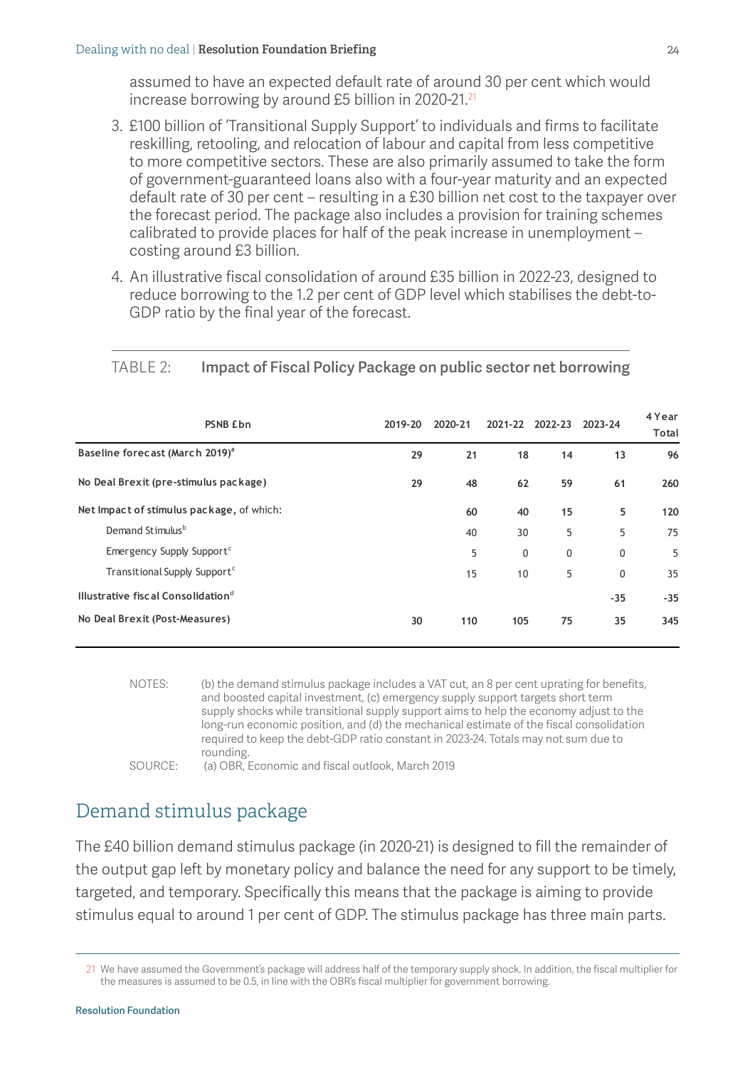assumed to have an expected default rate of around 30 per cent which would increase borrowing by around £5 billion in 2020-21.[21]

3. £100 billion of 'Transitional Supply Support' to individuals and firms to facilitate reskilling, retooling, and relocation of labour and capital from less competitive to more competitive sectors. These are also primarily assumed to take the form of government-guaranteed loans also with a four-year maturity and an expected default rate of 30 per cent – resulting in a £30 billion net cost to the taxpayer over the forecast period. The package also includes a provision for training schemes calibrated to provide places for half of the peak increase in unemployment – costing around £3 billion.

4. An illustrative fiscal consolidation of around £35 billion in 2022-23, designed to reduce borrowing to the 1.2 per cent of GDP level which stabilises the debt-to-GDP ratio by the final year of the forecast.

TABLE 2: **Impact of Fiscal Policy Package on public sector net borrowing**

| PSNB £bn | 2019-20 | 2020-21 | 2021-22 | 2022-23 | 2023-24 | 4 Year Total |
|---|---|---|---|---|---|---|
| **Baseline forecast (March 2019)[a]** | **29** | **21** | **18** | **14** | **13** | **96** |
| **No Deal Brexit (pre-stimulus package)** | **29** | **48** | **62** | **59** | **61** | **260** |
| **Net Impact of stimulus package,** of which: | | **60** | **40** | **15** | **5** | **120** |
| Demand Stimulus[b] | | 40 | 30 | 5 | 5 | 75 |
| Emergency Supply Support[c] | | 5 | 0 | 0 | 0 | 5 |
| Transitional Supply Support[c] | | 15 | 10 | 5 | 0 | 35 |
| **Illustrative fiscal Consolidation[d]** | | | | | **-35** | **-35** |
| **No Deal Brexit (Post-Measures)** | **30** | **110** | **105** | **75** | **35** | **345** |

NOTES: (b) the demand stimulus package includes a VAT cut, an 8 per cent uprating for benefits, and boosted capital investment, (c) emergency supply support targets short term supply shocks while transitional supply support aims to help the economy adjust to the long-run economic position, and (d) the mechanical estimate of the fiscal consolidation required to keep the debt-GDP ratio constant in 2023-24. Totals may not sum due to rounding.

SOURCE: (a) OBR, Economic and fiscal outlook, March 2019

## Demand stimulus package

The £40 billion demand stimulus package (in 2020-21) is designed to fill the remainder of the output gap left by monetary policy and balance the need for any support to be timely, targeted, and temporary. Specifically this means that the package is aiming to provide stimulus equal to around 1 per cent of GDP. The stimulus package has three main parts.

---

21 We have assumed the Government's package will address half of the temporary supply shock. In addition, the fiscal multiplier for the measures is assumed to be 0.5, in line with the OBR's fiscal multiplier for government borrowing.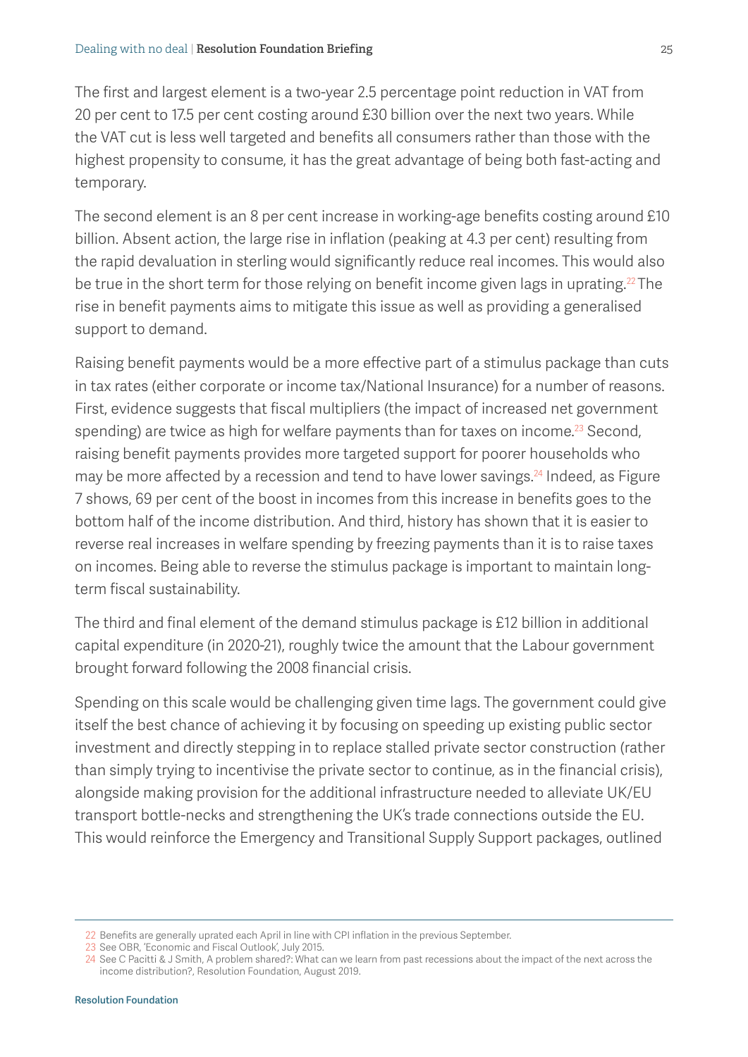The first and largest element is a two-year 2.5 percentage point reduction in VAT from 20 per cent to 17.5 per cent costing around £30 billion over the next two years. While the VAT cut is less well targeted and benefits all consumers rather than those with the highest propensity to consume, it has the great advantage of being both fast-acting and temporary.

The second element is an 8 per cent increase in working-age benefits costing around £10 billion. Absent action, the large rise in inflation (peaking at 4.3 per cent) resulting from the rapid devaluation in sterling would significantly reduce real incomes. This would also be true in the short term for those relying on benefit income given lags in uprating.[22] The rise in benefit payments aims to mitigate this issue as well as providing a generalised support to demand.

Raising benefit payments would be a more effective part of a stimulus package than cuts in tax rates (either corporate or income tax/National Insurance) for a number of reasons. First, evidence suggests that fiscal multipliers (the impact of increased net government spending) are twice as high for welfare payments than for taxes on income.[23] Second, raising benefit payments provides more targeted support for poorer households who may be more affected by a recession and tend to have lower savings.[24] Indeed, as Figure 7 shows, 69 per cent of the boost in incomes from this increase in benefits goes to the bottom half of the income distribution. And third, history has shown that it is easier to reverse real increases in welfare spending by freezing payments than it is to raise taxes on incomes. Being able to reverse the stimulus package is important to maintain long-term fiscal sustainability.

The third and final element of the demand stimulus package is £12 billion in additional capital expenditure (in 2020-21), roughly twice the amount that the Labour government brought forward following the 2008 financial crisis.

Spending on this scale would be challenging given time lags. The government could give itself the best chance of achieving it by focusing on speeding up existing public sector investment and directly stepping in to replace stalled private sector construction (rather than simply trying to incentivise the private sector to continue, as in the financial crisis), alongside making provision for the additional infrastructure needed to alleviate UK/EU transport bottle-necks and strengthening the UK's trade connections outside the EU. This would reinforce the Emergency and Transitional Supply Support packages, outlined

[22] Benefits are generally uprated each April in line with CPI inflation in the previous September.

[23] See OBR, 'Economic and Fiscal Outlook', July 2015.

[24] See C Pacitti & J Smith, A problem shared?: What can we learn from past recessions about the impact of the next across the income distribution?, Resolution Foundation, August 2019.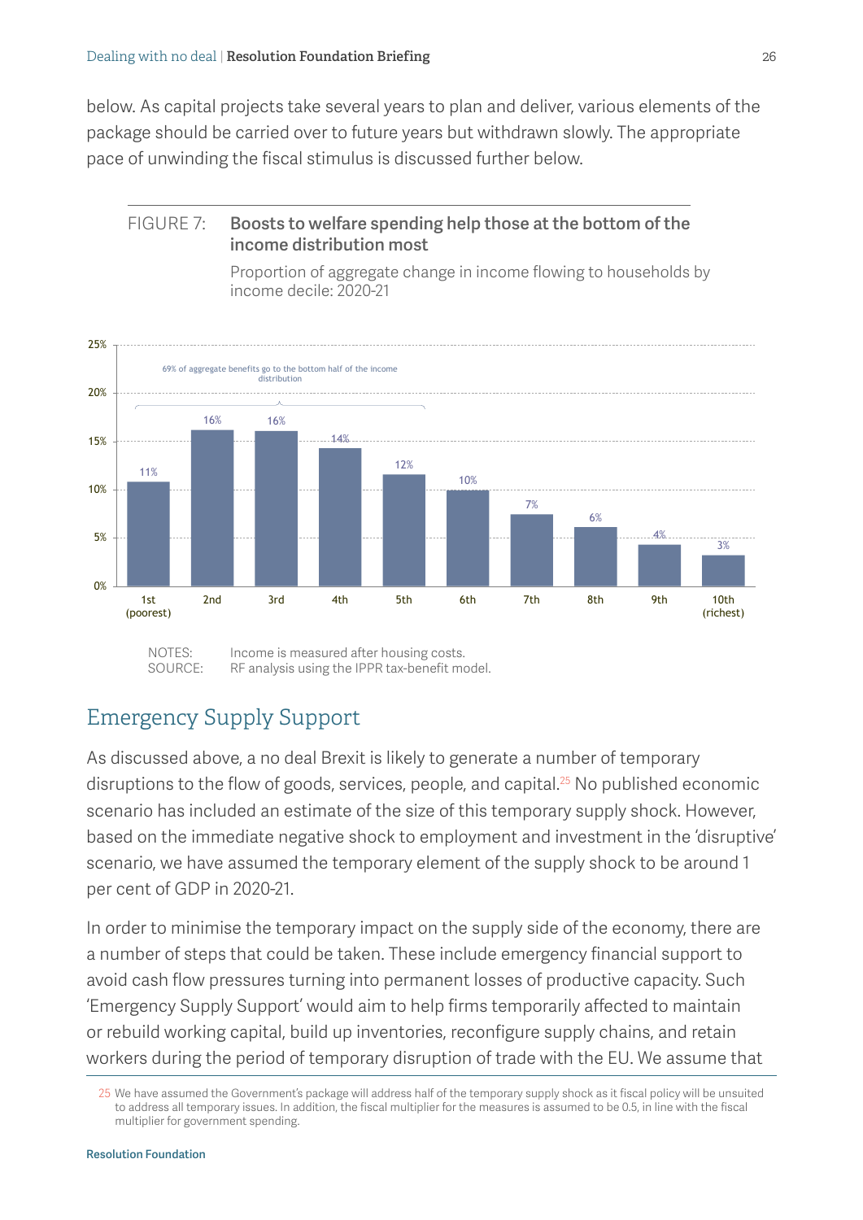below. As capital projects take several years to plan and deliver, various elements of the package should be carried over to future years but withdrawn slowly. The appropriate pace of unwinding the fiscal stimulus is discussed further below.

FIGURE 7: **Boosts to welfare spending help those at the bottom of the income distribution most**

Proportion of aggregate change in income flowing to households by income decile: 2020-21

25%
20%
15%
10%
5%
0%

69% of aggregate benefits go to the bottom half of the income distribution

11%
16%
16%
14%
12%
10%
7%
6%
4%
3%

1st (poorest)
2nd
3rd
4th
5th
6th
7th
8th
9th
10th (richest)

NOTES: Income is measured after housing costs.
SOURCE: RF analysis using the IPPR tax-benefit model.

## Emergency Supply Support

As discussed above, a no deal Brexit is likely to generate a number of temporary disruptions to the flow of goods, services, people, and capital.[25] No published economic scenario has included an estimate of the size of this temporary supply shock. However, based on the immediate negative shock to employment and investment in the 'disruptive' scenario, we have assumed the temporary element of the supply shock to be around 1 per cent of GDP in 2020-21.

In order to minimise the temporary impact on the supply side of the economy, there are a number of steps that could be taken. These include emergency financial support to avoid cash flow pressures turning into permanent losses of productive capacity. Such 'Emergency Supply Support' would aim to help firms temporarily affected to maintain or rebuild working capital, build up inventories, reconfigure supply chains, and retain workers during the period of temporary disruption of trade with the EU. We assume that

[25] We have assumed the Government's package will address half of the temporary supply shock as it fiscal policy will be unsuited to address all temporary issues. In addition, the fiscal multiplier for the measures is assumed to be 0.5, in line with the fiscal multiplier for government spending.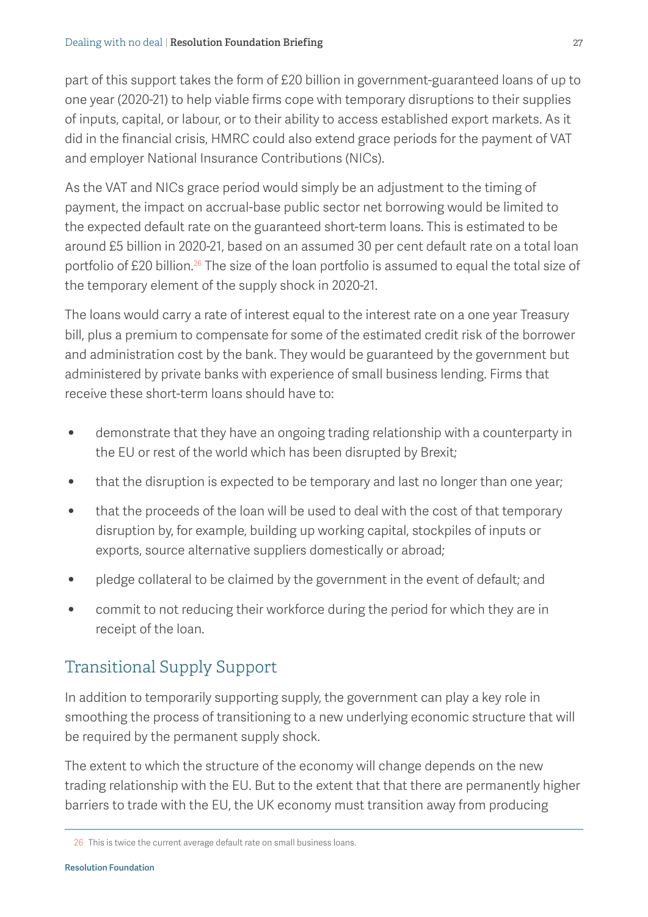part of this support takes the form of £20 billion in government-guaranteed loans of up to one year (2020-21) to help viable firms cope with temporary disruptions to their supplies of inputs, capital, or labour, or to their ability to access established export markets. As it did in the financial crisis, HMRC could also extend grace periods for the payment of VAT and employer National Insurance Contributions (NICs).

As the VAT and NICs grace period would simply be an adjustment to the timing of payment, the impact on accrual-base public sector net borrowing would be limited to the expected default rate on the guaranteed short-term loans. This is estimated to be around £5 billion in 2020-21, based on an assumed 30 per cent default rate on a total loan portfolio of £20 billion.[26] The size of the loan portfolio is assumed to equal the total size of the temporary element of the supply shock in 2020-21.

The loans would carry a rate of interest equal to the interest rate on a one year Treasury bill, plus a premium to compensate for some of the estimated credit risk of the borrower and administration cost by the bank. They would be guaranteed by the government but administered by private banks with experience of small business lending. Firms that receive these short-term loans should have to:

- demonstrate that they have an ongoing trading relationship with a counterparty in the EU or rest of the world which has been disrupted by Brexit;
- that the disruption is expected to be temporary and last no longer than one year;
- that the proceeds of the loan will be used to deal with the cost of that temporary disruption by, for example, building up working capital, stockpiles of inputs or exports, source alternative suppliers domestically or abroad;
- pledge collateral to be claimed by the government in the event of default; and
- commit to not reducing their workforce during the period for which they are in receipt of the loan.

## Transitional Supply Support

In addition to temporarily supporting supply, the government can play a key role in smoothing the process of transitioning to a new underlying economic structure that will be required by the permanent supply shock.

The extent to which the structure of the economy will change depends on the new trading relationship with the EU. But to the extent that that there are permanently higher barriers to trade with the EU, the UK economy must transition away from producing

[26] This is twice the current average default rate on small business loans.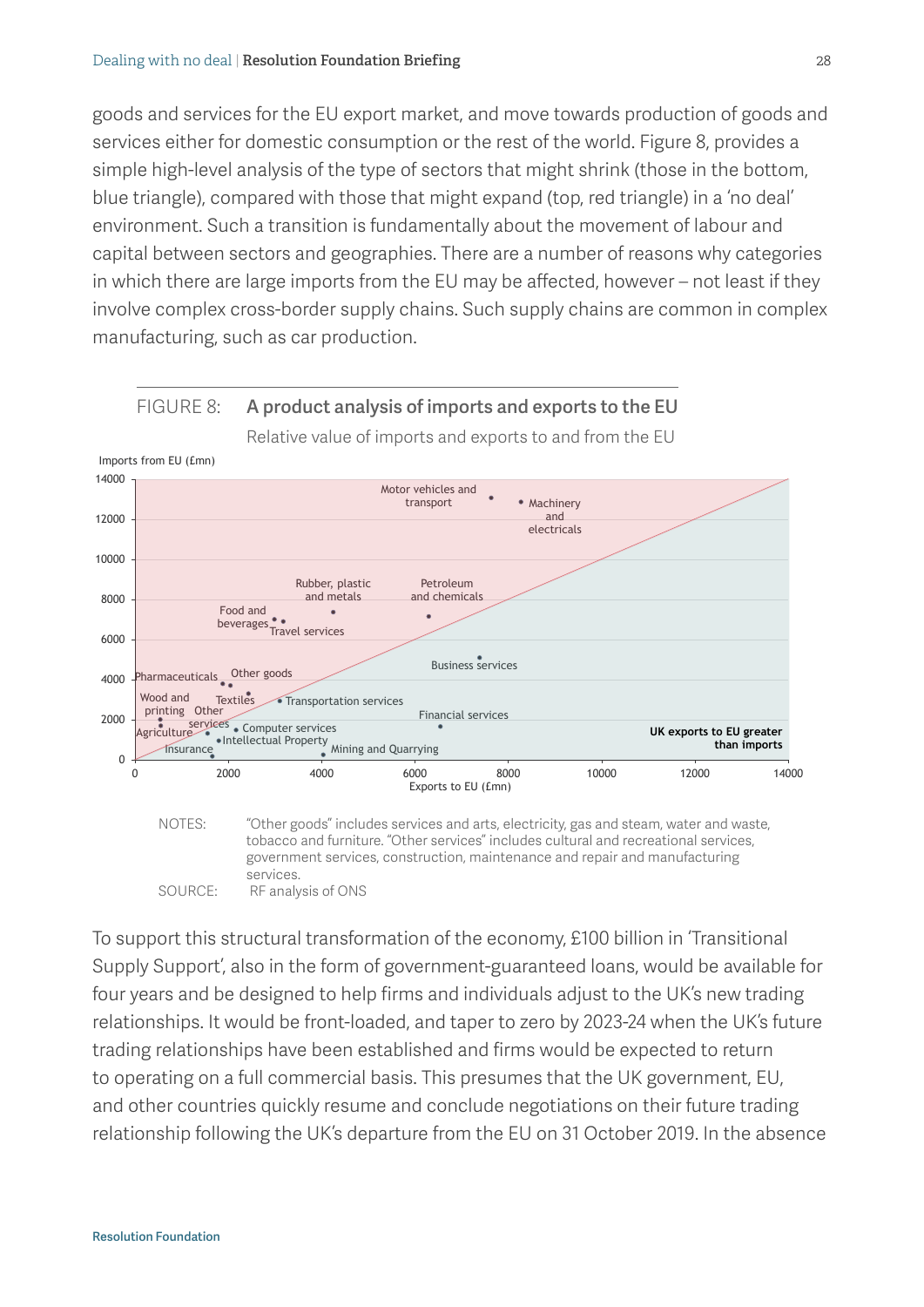goods and services for the EU export market, and move towards production of goods and services either for domestic consumption or the rest of the world. Figure 8, provides a simple high-level analysis of the type of sectors that might shrink (those in the bottom, blue triangle), compared with those that might expand (top, red triangle) in a 'no deal' environment. Such a transition is fundamentally about the movement of labour and capital between sectors and geographies. There are a number of reasons why categories in which there are large imports from the EU may be affected, however – not least if they involve complex cross-border supply chains. Such supply chains are common in complex manufacturing, such as car production.

FIGURE 8: **A product analysis of imports and exports to the EU**

Relative value of imports and exports to and from the EU

Imports from EU (£mn)
14000
12000
10000
8000
6000
4000
2000
0

0 2000 4000 6000 8000 10000 12000 14000
Exports to EU (£mn)

Motor vehicles and transport
Machinery and electricals
Rubber, plastic and metals
Petroleum and chemicals
Food and beverages
Travel services
Business services
Pharmaceuticals
Other goods
Wood and printing
Textiles
Transportation services
Other services
Financial services
Agriculture
Computer services
Intellectual Property
Insurance
Mining and Quarrying
**UK exports to EU greater than imports**

NOTES: "Other goods" includes services and arts, electricity, gas and steam, water and waste, tobacco and furniture. "Other services" includes cultural and recreational services, government services, construction, maintenance and repair and manufacturing services.

SOURCE: RF analysis of ONS

To support this structural transformation of the economy, £100 billion in 'Transitional Supply Support', also in the form of government-guaranteed loans, would be available for four years and be designed to help firms and individuals adjust to the UK's new trading relationships. It would be front-loaded, and taper to zero by 2023-24 when the UK's future trading relationships have been established and firms would be expected to return to operating on a full commercial basis. This presumes that the UK government, EU, and other countries quickly resume and conclude negotiations on their future trading relationship following the UK's departure from the EU on 31 October 2019. In the absence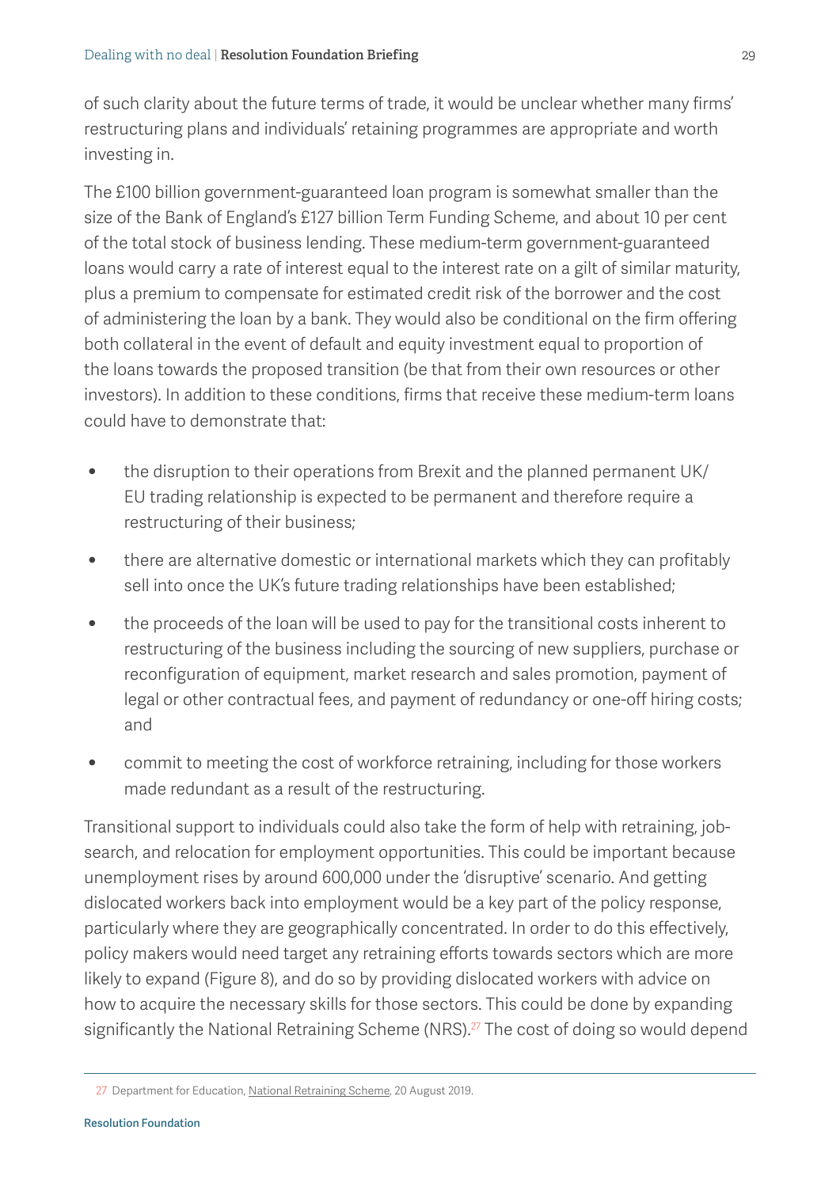of such clarity about the future terms of trade, it would be unclear whether many firms' restructuring plans and individuals' retaining programmes are appropriate and worth investing in.

The £100 billion government-guaranteed loan program is somewhat smaller than the size of the Bank of England's £127 billion Term Funding Scheme, and about 10 per cent of the total stock of business lending. These medium-term government-guaranteed loans would carry a rate of interest equal to the interest rate on a gilt of similar maturity, plus a premium to compensate for estimated credit risk of the borrower and the cost of administering the loan by a bank. They would also be conditional on the firm offering both collateral in the event of default and equity investment equal to proportion of the loans towards the proposed transition (be that from their own resources or other investors). In addition to these conditions, firms that receive these medium-term loans could have to demonstrate that:

- the disruption to their operations from Brexit and the planned permanent UK/EU trading relationship is expected to be permanent and therefore require a restructuring of their business;
- there are alternative domestic or international markets which they can profitably sell into once the UK's future trading relationships have been established;
- the proceeds of the loan will be used to pay for the transitional costs inherent to restructuring of the business including the sourcing of new suppliers, purchase or reconfiguration of equipment, market research and sales promotion, payment of legal or other contractual fees, and payment of redundancy or one-off hiring costs; and
- commit to meeting the cost of workforce retraining, including for those workers made redundant as a result of the restructuring.

Transitional support to individuals could also take the form of help with retraining, job-search, and relocation for employment opportunities. This could be important because unemployment rises by around 600,000 under the 'disruptive' scenario. And getting dislocated workers back into employment would be a key part of the policy response, particularly where they are geographically concentrated. In order to do this effectively, policy makers would need target any retraining efforts towards sectors which are more likely to expand (Figure 8), and do so by providing dislocated workers with advice on how to acquire the necessary skills for those sectors. This could be done by expanding significantly the National Retraining Scheme (NRS).[27] The cost of doing so would depend

[27] Department for Education, National Retraining Scheme, 20 August 2019.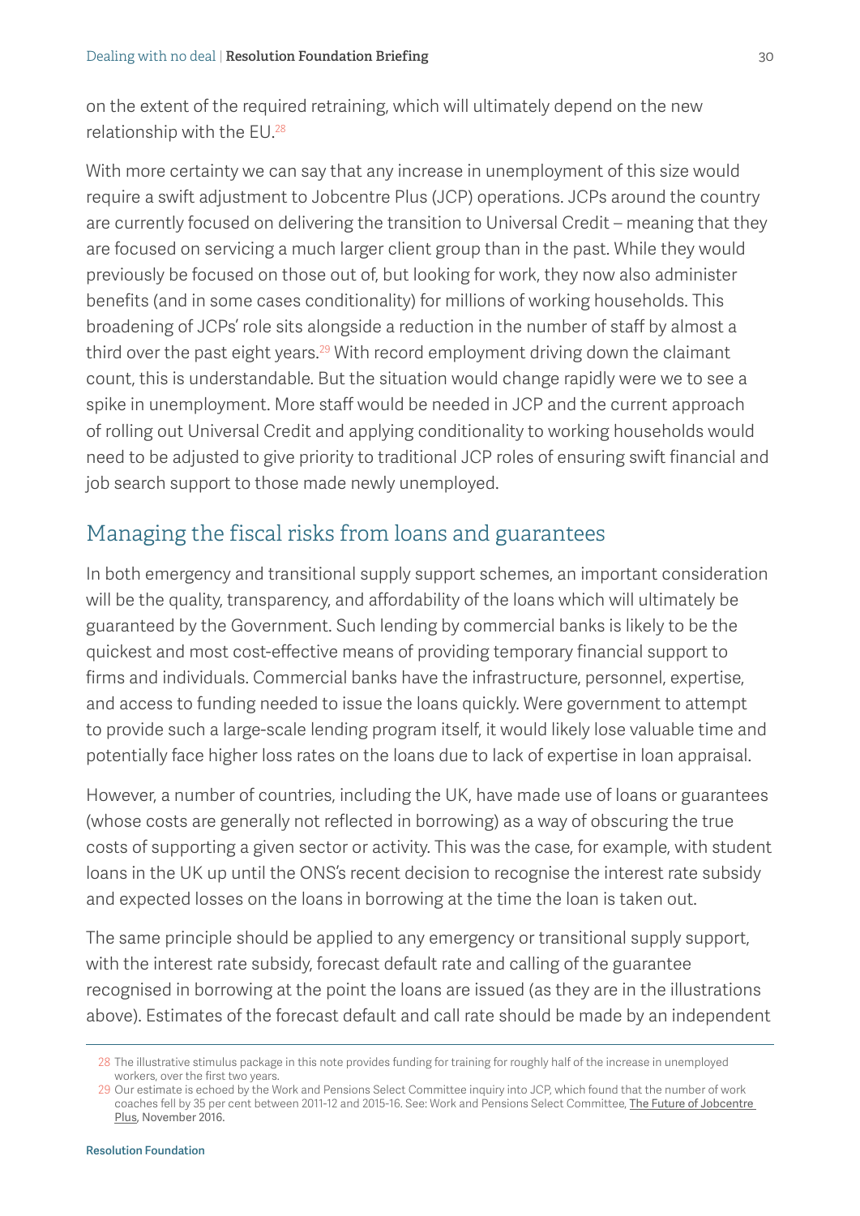on the extent of the required retraining, which will ultimately depend on the new relationship with the EU.[28]

With more certainty we can say that any increase in unemployment of this size would require a swift adjustment to Jobcentre Plus (JCP) operations. JCPs around the country are currently focused on delivering the transition to Universal Credit – meaning that they are focused on servicing a much larger client group than in the past. While they would previously be focused on those out of, but looking for work, they now also administer benefits (and in some cases conditionality) for millions of working households. This broadening of JCPs' role sits alongside a reduction in the number of staff by almost a third over the past eight years.[29] With record employment driving down the claimant count, this is understandable. But the situation would change rapidly were we to see a spike in unemployment. More staff would be needed in JCP and the current approach of rolling out Universal Credit and applying conditionality to working households would need to be adjusted to give priority to traditional JCP roles of ensuring swift financial and job search support to those made newly unemployed.

## Managing the fiscal risks from loans and guarantees

In both emergency and transitional supply support schemes, an important consideration will be the quality, transparency, and affordability of the loans which will ultimately be guaranteed by the Government. Such lending by commercial banks is likely to be the quickest and most cost-effective means of providing temporary financial support to firms and individuals. Commercial banks have the infrastructure, personnel, expertise, and access to funding needed to issue the loans quickly. Were government to attempt to provide such a large-scale lending program itself, it would likely lose valuable time and potentially face higher loss rates on the loans due to lack of expertise in loan appraisal.

However, a number of countries, including the UK, have made use of loans or guarantees (whose costs are generally not reflected in borrowing) as a way of obscuring the true costs of supporting a given sector or activity. This was the case, for example, with student loans in the UK up until the ONS's recent decision to recognise the interest rate subsidy and expected losses on the loans in borrowing at the time the loan is taken out.

The same principle should be applied to any emergency or transitional supply support, with the interest rate subsidy, forecast default rate and calling of the guarantee recognised in borrowing at the point the loans are issued (as they are in the illustrations above). Estimates of the forecast default and call rate should be made by an independent

28 The illustrative stimulus package in this note provides funding for training for roughly half of the increase in unemployed workers, over the first two years.

29 Our estimate is echoed by the Work and Pensions Select Committee inquiry into JCP, which found that the number of work coaches fell by 35 per cent between 2011-12 and 2015-16. See: Work and Pensions Select Committee, The Future of Jobcentre Plus, November 2016.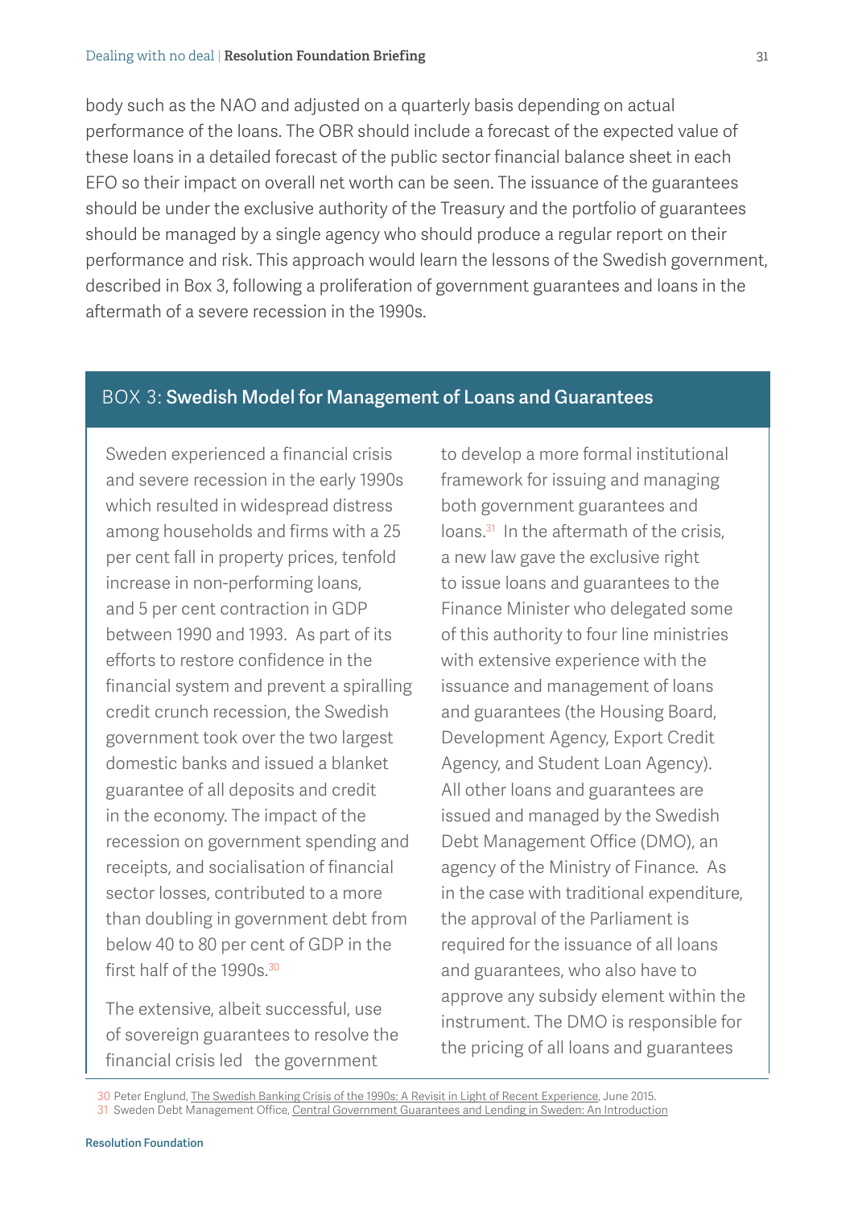body such as the NAO and adjusted on a quarterly basis depending on actual performance of the loans. The OBR should include a forecast of the expected value of these loans in a detailed forecast of the public sector financial balance sheet in each EFO so their impact on overall net worth can be seen. The issuance of the guarantees should be under the exclusive authority of the Treasury and the portfolio of guarantees should be managed by a single agency who should produce a regular report on their performance and risk. This approach would learn the lessons of the Swedish government, described in Box 3, following a proliferation of government guarantees and loans in the aftermath of a severe recession in the 1990s.

### BOX 3: **Swedish Model for Management of Loans and Guarantees**

Sweden experienced a financial crisis and severe recession in the early 1990s which resulted in widespread distress among households and firms with a 25 per cent fall in property prices, tenfold increase in non-performing loans, and 5 per cent contraction in GDP between 1990 and 1993. As part of its efforts to restore confidence in the financial system and prevent a spiralling credit crunch recession, the Swedish government took over the two largest domestic banks and issued a blanket guarantee of all deposits and credit in the economy. The impact of the recession on government spending and receipts, and socialisation of financial sector losses, contributed to a more than doubling in government debt from below 40 to 80 per cent of GDP in the first half of the 1990s.[30]

The extensive, albeit successful, use of sovereign guarantees to resolve the financial crisis led the government to develop a more formal institutional framework for issuing and managing both government guarantees and loans.[31] In the aftermath of the crisis, a new law gave the exclusive right to issue loans and guarantees to the Finance Minister who delegated some of this authority to four line ministries with extensive experience with the issuance and management of loans and guarantees (the Housing Board, Development Agency, Export Credit Agency, and Student Loan Agency). All other loans and guarantees are issued and managed by the Swedish Debt Management Office (DMO), an agency of the Ministry of Finance. As in the case with traditional expenditure, the approval of the Parliament is required for the issuance of all loans and guarantees, who also have to approve any subsidy element within the instrument. The DMO is responsible for the pricing of all loans and guarantees

30 Peter Englund, The Swedish Banking Crisis of the 1990s: A Revisit in Light of Recent Experience, June 2015.

31 Sweden Debt Management Office, Central Government Guarantees and Lending in Sweden: An Introduction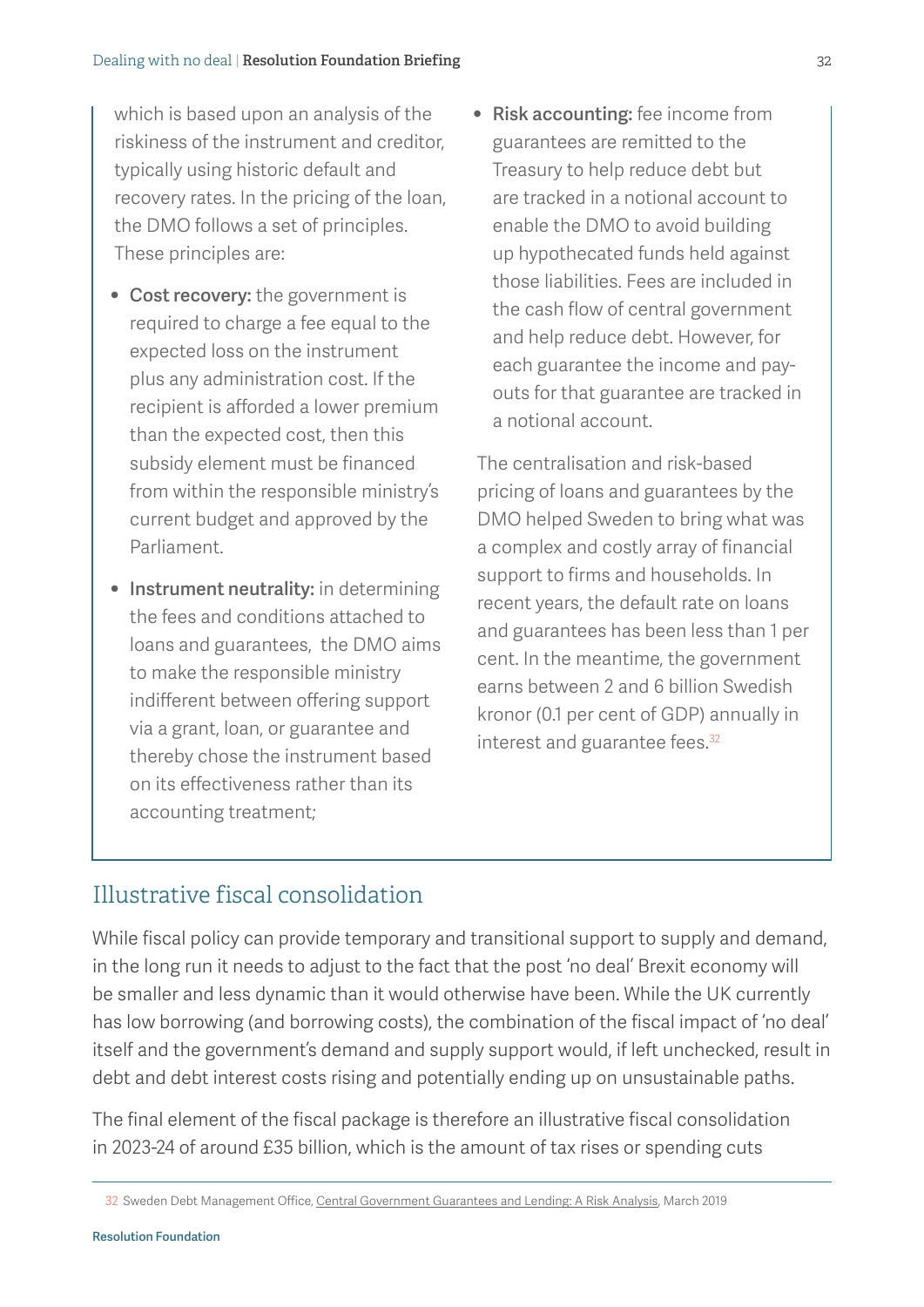which is based upon an analysis of the riskiness of the instrument and creditor, typically using historic default and recovery rates. In the pricing of the loan, the DMO follows a set of principles. These principles are:

- **Cost recovery:** the government is required to charge a fee equal to the expected loss on the instrument plus any administration cost. If the recipient is afforded a lower premium than the expected cost, then this subsidy element must be financed from within the responsible ministry's current budget and approved by the Parliament.
- **Instrument neutrality:** in determining the fees and conditions attached to loans and guarantees, the DMO aims to make the responsible ministry indifferent between offering support via a grant, loan, or guarantee and thereby chose the instrument based on its effectiveness rather than its accounting treatment;
- **Risk accounting:** fee income from guarantees are remitted to the Treasury to help reduce debt but are tracked in a notional account to enable the DMO to avoid building up hypothecated funds held against those liabilities. Fees are included in the cash flow of central government and help reduce debt. However, for each guarantee the income and pay-outs for that guarantee are tracked in a notional account.

The centralisation and risk-based pricing of loans and guarantees by the DMO helped Sweden to bring what was a complex and costly array of financial support to firms and households. In recent years, the default rate on loans and guarantees has been less than 1 per cent. In the meantime, the government earns between 2 and 6 billion Swedish kronor (0.1 per cent of GDP) annually in interest and guarantee fees.[32]

## Illustrative fiscal consolidation

While fiscal policy can provide temporary and transitional support to supply and demand, in the long run it needs to adjust to the fact that the post 'no deal' Brexit economy will be smaller and less dynamic than it would otherwise have been. While the UK currently has low borrowing (and borrowing costs), the combination of the fiscal impact of 'no deal' itself and the government's demand and supply support would, if left unchecked, result in debt and debt interest costs rising and potentially ending up on unsustainable paths.

The final element of the fiscal package is therefore an illustrative fiscal consolidation in 2023-24 of around £35 billion, which is the amount of tax rises or spending cuts

---

32 Sweden Debt Management Office, Central Government Guarantees and Lending: A Risk Analysis, March 2019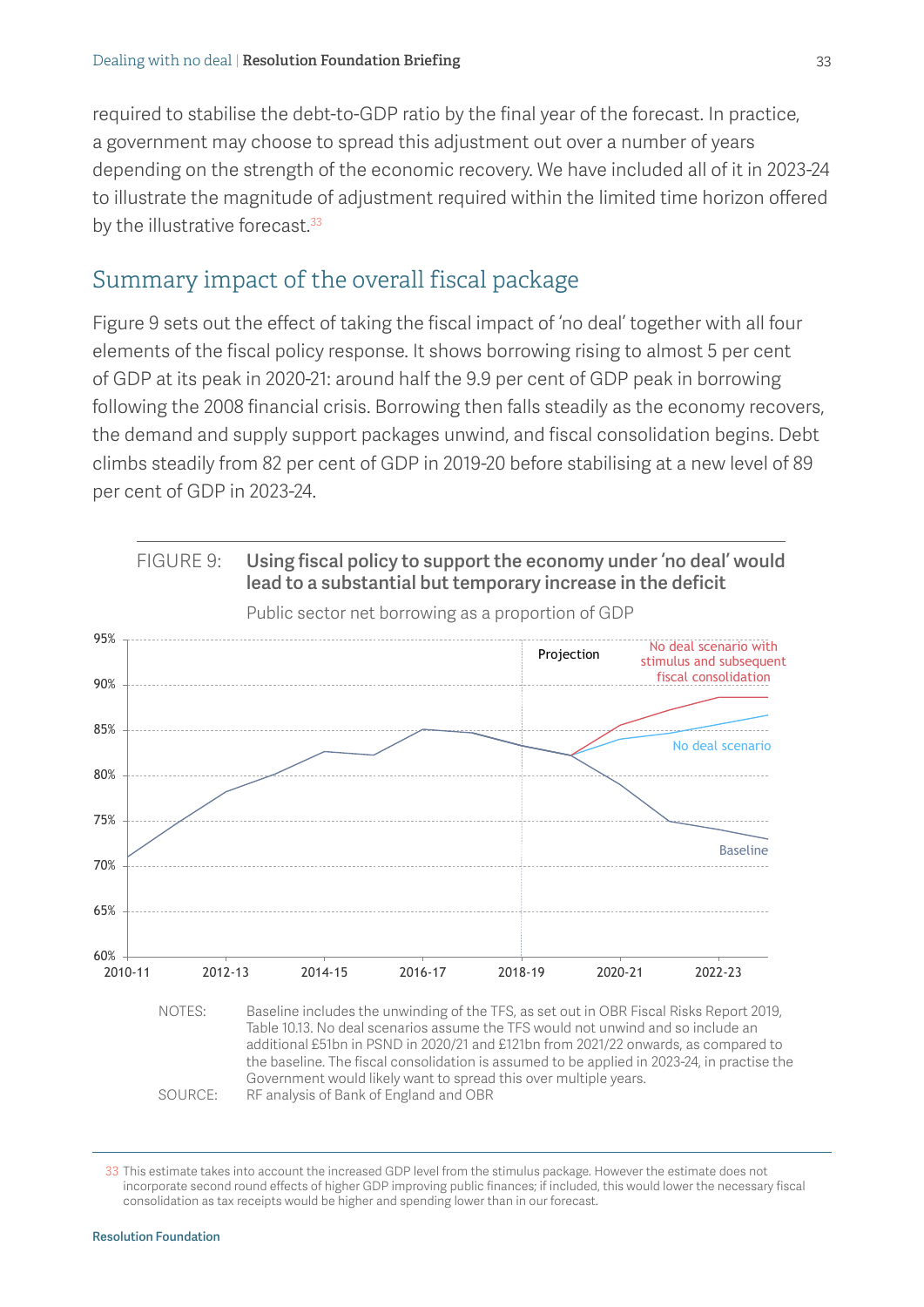required to stabilise the debt-to-GDP ratio by the final year of the forecast. In practice, a government may choose to spread this adjustment out over a number of years depending on the strength of the economic recovery. We have included all of it in 2023-24 to illustrate the magnitude of adjustment required within the limited time horizon offered by the illustrative forecast.[33]

## Summary impact of the overall fiscal package

Figure 9 sets out the effect of taking the fiscal impact of 'no deal' together with all four elements of the fiscal policy response. It shows borrowing rising to almost 5 per cent of GDP at its peak in 2020-21: around half the 9.9 per cent of GDP peak in borrowing following the 2008 financial crisis. Borrowing then falls steadily as the economy recovers, the demand and supply support packages unwind, and fiscal consolidation begins. Debt climbs steadily from 82 per cent of GDP in 2019-20 before stabilising at a new level of 89 per cent of GDP in 2023-24.

FIGURE 9: **Using fiscal policy to support the economy under 'no deal' would lead to a substantial but temporary increase in the deficit**

Public sector net borrowing as a proportion of GDP

95%
90%
85%
80%
75%
70%
65%
60%
2010-11
2012-13
2014-15
2016-17
2018-19
2020-21
2022-23
Projection
No deal scenario with stimulus and subsequent fiscal consolidation
No deal scenario
Baseline

NOTES: Baseline includes the unwinding of the TFS, as set out in OBR Fiscal Risks Report 2019, Table 10.13. No deal scenarios assume the TFS would not unwind and so include an additional £51bn in PSND in 2020/21 and £121bn from 2021/22 onwards, as compared to the baseline. The fiscal consolidation is assumed to be applied in 2023-24, in practise the Government would likely want to spread this over multiple years.

SOURCE: RF analysis of Bank of England and OBR

[33] This estimate takes into account the increased GDP level from the stimulus package. However the estimate does not incorporate second round effects of higher GDP improving public finances; if included, this would lower the necessary fiscal consolidation as tax receipts would be higher and spending lower than in our forecast.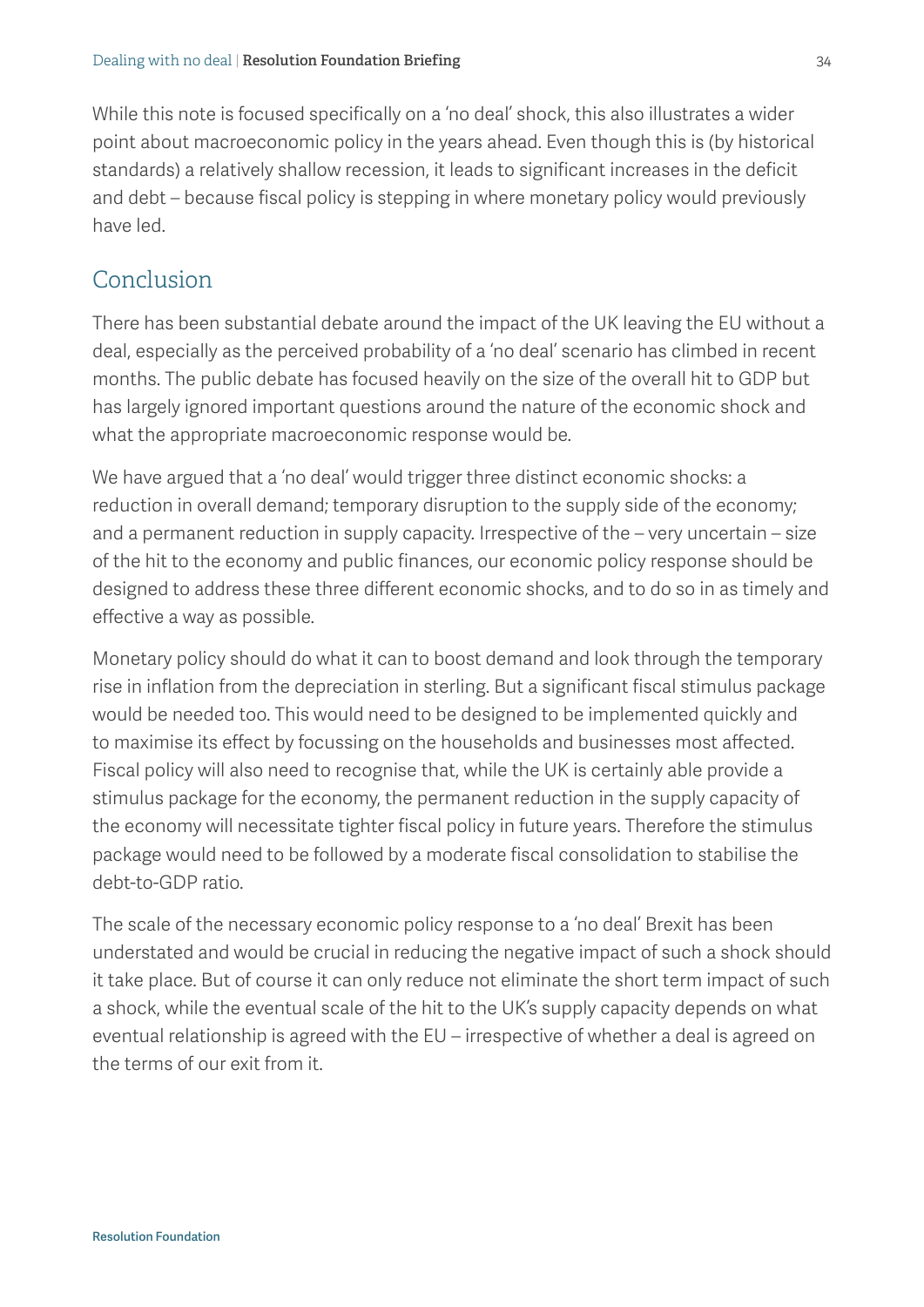While this note is focused specifically on a 'no deal' shock, this also illustrates a wider point about macroeconomic policy in the years ahead. Even though this is (by historical standards) a relatively shallow recession, it leads to significant increases in the deficit and debt – because fiscal policy is stepping in where monetary policy would previously have led.

## Conclusion

There has been substantial debate around the impact of the UK leaving the EU without a deal, especially as the perceived probability of a 'no deal' scenario has climbed in recent months. The public debate has focused heavily on the size of the overall hit to GDP but has largely ignored important questions around the nature of the economic shock and what the appropriate macroeconomic response would be.

We have argued that a 'no deal' would trigger three distinct economic shocks: a reduction in overall demand; temporary disruption to the supply side of the economy; and a permanent reduction in supply capacity. Irrespective of the – very uncertain – size of the hit to the economy and public finances, our economic policy response should be designed to address these three different economic shocks, and to do so in as timely and effective a way as possible.

Monetary policy should do what it can to boost demand and look through the temporary rise in inflation from the depreciation in sterling. But a significant fiscal stimulus package would be needed too. This would need to be designed to be implemented quickly and to maximise its effect by focussing on the households and businesses most affected. Fiscal policy will also need to recognise that, while the UK is certainly able provide a stimulus package for the economy, the permanent reduction in the supply capacity of the economy will necessitate tighter fiscal policy in future years. Therefore the stimulus package would need to be followed by a moderate fiscal consolidation to stabilise the debt-to-GDP ratio.

The scale of the necessary economic policy response to a 'no deal' Brexit has been understated and would be crucial in reducing the negative impact of such a shock should it take place. But of course it can only reduce not eliminate the short term impact of such a shock, while the eventual scale of the hit to the UK's supply capacity depends on what eventual relationship is agreed with the EU – irrespective of whether a deal is agreed on the terms of our exit from it.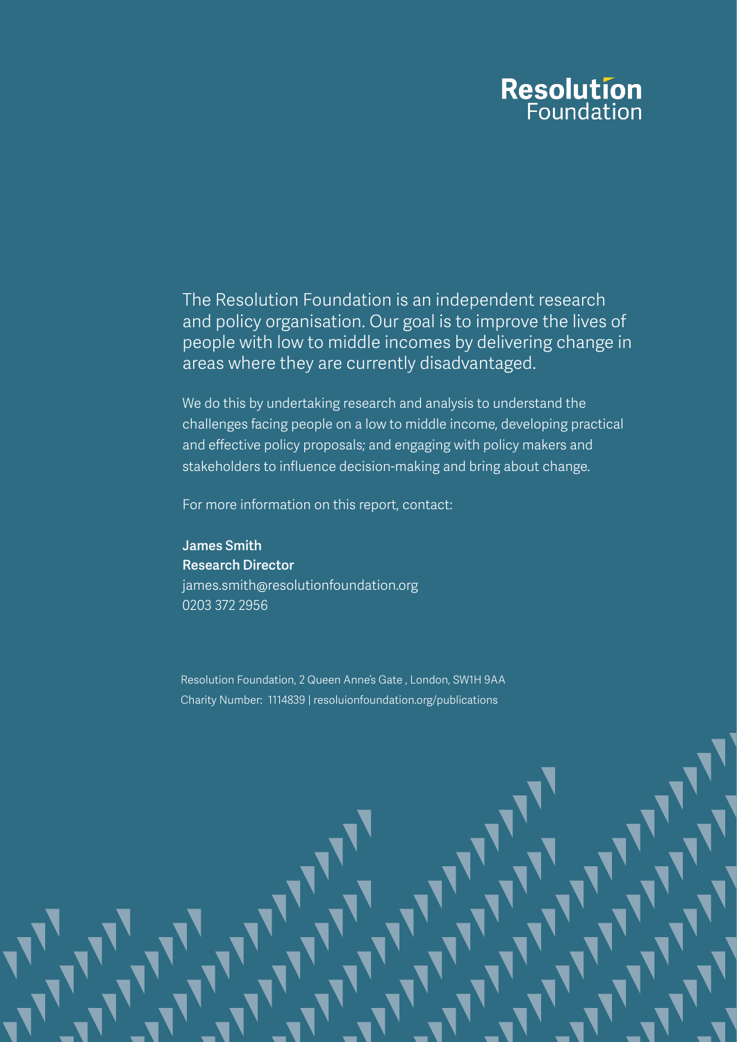Resolution Foundation

The Resolution Foundation is an independent research and policy organisation. Our goal is to improve the lives of people with low to middle incomes by delivering change in areas where they are currently disadvantaged.

We do this by undertaking research and analysis to understand the challenges facing people on a low to middle income, developing practical and effective policy proposals; and engaging with policy makers and stakeholders to influence decision-making and bring about change.

For more information on this report, contact:

**James Smith**
**Research Director**
james.smith@resolutionfoundation.org
0203 372 2956

Resolution Foundation, 2 Queen Anne's Gate , London, SW1H 9AA
Charity Number: 1114839 | resoluionfoundation.org/publications